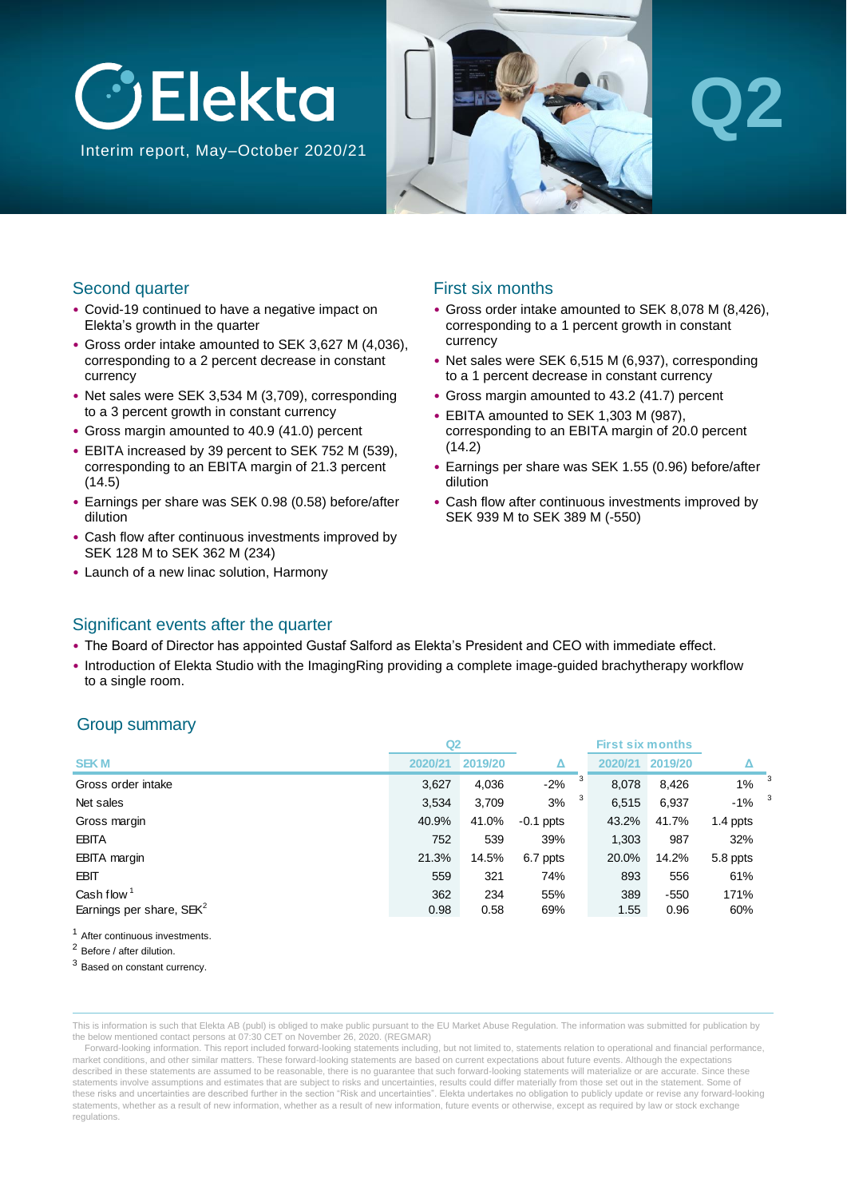# Elekta

Interim report, May–October 2020/21

Q2

## Second quarter

- Covid-19 continued to have a negative impact on Elekta's growth in the quarter
- Gross order intake amounted to SEK 3,627 M (4,036), corresponding to a 2 percent decrease in constant currency
- Net sales were SEK 3,534 M (3,709), corresponding to a 3 percent growth in constant currency
- Gross margin amounted to 40.9 (41.0) percent
- EBITA increased by 39 percent to SEK 752 M (539), corresponding to an EBITA margin of 21.3 percent (14.5)
- Earnings per share was SEK 0.98 (0.58) before/after dilution
- Cash flow after continuous investments improved by SEK 128 M to SEK 362 M (234)
- Launch of a new linac solution, Harmony

## First six months

- Gross order intake amounted to SEK 8,078 M (8,426), corresponding to a 1 percent growth in constant currency
- Net sales were SEK 6,515 M (6,937), corresponding to a 1 percent decrease in constant currency
- Gross margin amounted to 43.2 (41.7) percent
- EBITA amounted to SEK 1,303 M (987), corresponding to an EBITA margin of 20.0 percent (14.2)
- Earnings per share was SEK 1.55 (0.96) before/after dilution
- Cash flow after continuous investments improved by SEK 939 M to SEK 389 M (-550)

## Significant events after the quarter

- The Board of Director has appointed Gustaf Salford as Elekta's President and CEO with immediate effect.
- Introduction of Elekta Studio with the ImagingRing providing a complete image-guided brachytherapy workflow to a single room.

## Group summary

| | Q2 | | | First six months | | |
|---|---|---|---|---|---|---|
| SEK M | 2020/21 | 2019/20 | Δ | 2020/21 | 2019/20 | Δ |
| Gross order intake | 3,627 | 4,036 | -2% [3] | 8,078 | 8,426 | 1% [3] |
| Net sales | 3,534 | 3,709 | 3% [3] | 6,515 | 6,937 | -1% [3] |
| Gross margin | 40.9% | 41.0% | -0.1 ppts | 43.2% | 41.7% | 1.4 ppts |
| EBITA | 752 | 539 | 39% | 1,303 | 987 | 32% |
| EBITA margin | 21.3% | 14.5% | 6.7 ppts | 20.0% | 14.2% | 5.8 ppts |
| EBIT | 559 | 321 | 74% | 893 | 556 | 61% |
| Cash flow [1] | 362 | 234 | 55% | 389 | -550 | 171% |
| Earnings per share, SEK [2] | 0.98 | 0.58 | 69% | 1.55 | 0.96 | 60% |

[1] After continuous investments.
[2] Before / after dilution.
[3] Based on constant currency.

This is information is such that Elekta AB (publ) is obliged to make public pursuant to the EU Market Abuse Regulation. The information was submitted for publication by the below mentioned contact persons at 07:30 CET on November 26, 2020. (REGMAR)

Forward-looking information. This report included forward-looking statements including, but not limited to, statements relation to operational and financial performance, market conditions, and other similar matters. These forward-looking statements are based on current expectations about future events. Although the expectations described in these statements are assumed to be reasonable, there is no guarantee that such forward-looking statements will materialize or are accurate. Since these statements involve assumptions and estimates that are subject to risks and uncertainties, results could differ materially from those set out in the statement. Some of these risks and uncertainties are described further in the section "Risk and uncertainties". Elekta undertakes no obligation to publicly update or revise any forward-looking statements, whether as a result of new information, whether as a result of new information, future events or otherwise, except as required by law or stock exchange regulations.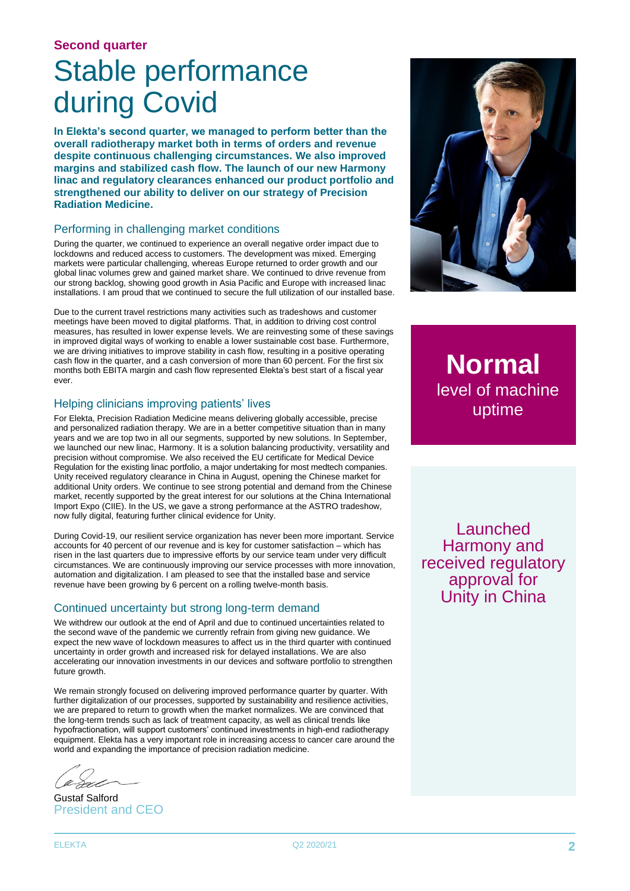**Second quarter**

# Stable performance during Covid

**In Elekta's second quarter, we managed to perform better than the overall radiotherapy market both in terms of orders and revenue despite continuous challenging circumstances. We also improved margins and stabilized cash flow. The launch of our new Harmony linac and regulatory clearances enhanced our product portfolio and strengthened our ability to deliver on our strategy of Precision Radiation Medicine.**

## Performing in challenging market conditions

During the quarter, we continued to experience an overall negative order impact due to lockdowns and reduced access to customers. The development was mixed. Emerging markets were particular challenging, whereas Europe returned to order growth and our global linac volumes grew and gained market share. We continued to drive revenue from our strong backlog, showing good growth in Asia Pacific and Europe with increased linac installations. I am proud that we continued to secure the full utilization of our installed base.

Due to the current travel restrictions many activities such as tradeshows and customer meetings have been moved to digital platforms. That, in addition to driving cost control measures, has resulted in lower expense levels. We are reinvesting some of these savings in improved digital ways of working to enable a lower sustainable cost base. Furthermore, we are driving initiatives to improve stability in cash flow, resulting in a positive operating cash flow in the quarter, and a cash conversion of more than 60 percent. For the first six months both EBITA margin and cash flow represented Elekta's best start of a fiscal year ever.

## Helping clinicians improving patients' lives

For Elekta, Precision Radiation Medicine means delivering globally accessible, precise and personalized radiation therapy. We are in a better competitive situation than in many years and we are top two in all our segments, supported by new solutions. In September, we launched our new linac, Harmony. It is a solution balancing productivity, versatility and precision without compromise. We also received the EU certificate for Medical Device Regulation for the existing linac portfolio, a major undertaking for most medtech companies. Unity received regulatory clearance in China in August, opening the Chinese market for additional Unity orders. We continue to see strong potential and demand from the Chinese market, recently supported by the great interest for our solutions at the China International Import Expo (CIIE). In the US, we gave a strong performance at the ASTRO tradeshow, now fully digital, featuring further clinical evidence for Unity.

During Covid-19, our resilient service organization has never been more important. Service accounts for 40 percent of our revenue and is key for customer satisfaction – which has risen in the last quarters due to impressive efforts by our service team under very difficult circumstances. We are continuously improving our service processes with more innovation, automation and digitalization. I am pleased to see that the installed base and service revenue have been growing by 6 percent on a rolling twelve-month basis.

## Continued uncertainty but strong long-term demand

We withdrew our outlook at the end of April and due to continued uncertainties related to the second wave of the pandemic we currently refrain from giving new guidance. We expect the new wave of lockdown measures to affect us in the third quarter with continued uncertainty in order growth and increased risk for delayed installations. We are also accelerating our innovation investments in our devices and software portfolio to strengthen future growth.

We remain strongly focused on delivering improved performance quarter by quarter. With further digitalization of our processes, supported by sustainability and resilience activities, we are prepared to return to growth when the market normalizes. We are convinced that the long-term trends such as lack of treatment capacity, as well as clinical trends like hypofractionation, will support customers' continued investments in high-end radiotherapy equipment. Elekta has a very important role in increasing access to cancer care around the world and expanding the importance of precision radiation medicine.

Gustaf Salford
President and CEO

**Normal** level of machine uptime

Launched Harmony and received regulatory approval for Unity in China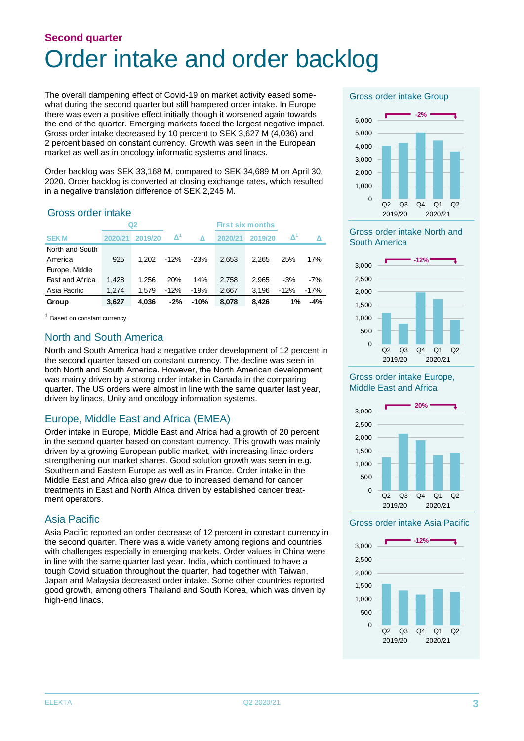## Second quarter

# Order intake and order backlog

The overall dampening effect of Covid-19 on market activity eased somewhat during the second quarter but still hampered order intake. In Europe there was even a positive effect initially though it worsened again towards the end of the quarter. Emerging markets faced the largest negative impact. Gross order intake decreased by 10 percent to SEK 3,627 M (4,036) and 2 percent based on constant currency. Growth was seen in the European market as well as in oncology informatic systems and linacs.

Order backlog was SEK 33,168 M, compared to SEK 34,689 M on April 30, 2020. Order backlog is converted at closing exchange rates, which resulted in a negative translation difference of SEK 2,245 M.

### Gross order intake

| | Q2 | | | | First six months | | | |
|---|---|---|---|---|---|---|---|---|
| SEK M | 2020/21 | 2019/20 | Δ[1] | Δ | 2020/21 | 2019/20 | Δ[1] | Δ |
| North and South America | 925 | 1,202 | -12% | -23% | 2,653 | 2,265 | 25% | 17% |
| Europe, Middle East and Africa | 1,428 | 1,256 | 20% | 14% | 2,758 | 2,965 | -3% | -7% |
| Asia Pacific | 1,274 | 1,579 | -12% | -19% | 2,667 | 3,196 | -12% | -17% |
| **Group** | **3,627** | **4,036** | **-2%** | **-10%** | **8,078** | **8,426** | **1%** | **-4%** |

[1] Based on constant currency.

### North and South America

North and South America had a negative order development of 12 percent in the second quarter based on constant currency. The decline was seen in both North and South America. However, the North American development was mainly driven by a strong order intake in Canada in the comparing quarter. The US orders were almost in line with the same quarter last year, driven by linacs, Unity and oncology information systems.

### Europe, Middle East and Africa (EMEA)

Order intake in Europe, Middle East and Africa had a growth of 20 percent in the second quarter based on constant currency. This growth was mainly driven by a growing European public market, with increasing linac orders strengthening our market shares. Good solution growth was seen in e.g. Southern and Eastern Europe as well as in France. Order intake in the Middle East and Africa also grew due to increased demand for cancer treatments in East and North Africa driven by established cancer treatment operators.

### Asia Pacific

Asia Pacific reported an order decrease of 12 percent in constant currency in the second quarter. There was a wide variety among regions and countries with challenges especially in emerging markets. Order values in China were in line with the same quarter last year. India, which continued to have a tough Covid situation throughout the quarter, had together with Taiwan, Japan and Malaysia decreased order intake. Some other countries reported good growth, among others Thailand and South Korea, which was driven by high-end linacs.

#### Gross order intake Group

-2%

Q2 2019/20, Q3, Q4, Q1 2020/21, Q2

#### Gross order intake North and South America

-12%

Q2 2019/20, Q3, Q4, Q1 2020/21, Q2

#### Gross order intake Europe, Middle East and Africa

20%

Q2 2019/20, Q3, Q4, Q1 2020/21, Q2

#### Gross order intake Asia Pacific

-12%

Q2 2019/20, Q3, Q4, Q1 2020/21, Q2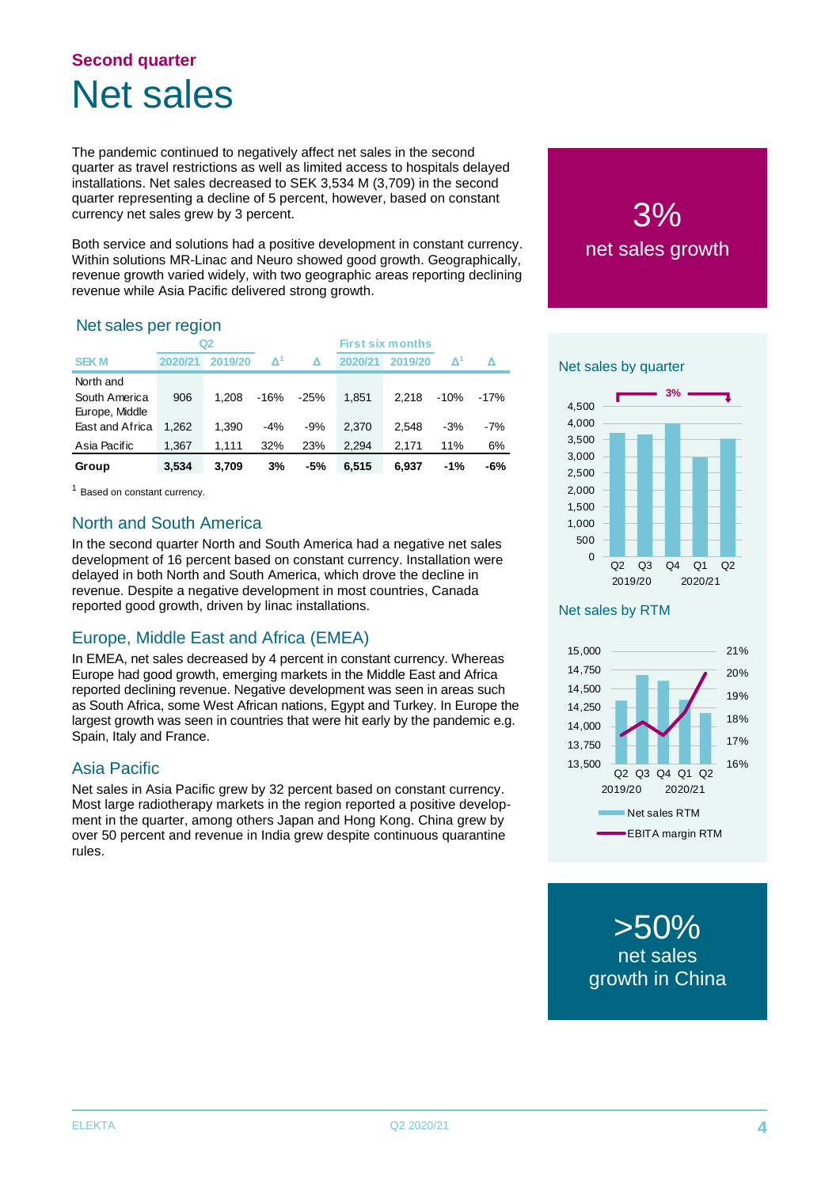## Second quarter

# Net sales

The pandemic continued to negatively affect net sales in the second quarter as travel restrictions as well as limited access to hospitals delayed installations. Net sales decreased to SEK 3,534 M (3,709) in the second quarter representing a decline of 5 percent, however, based on constant currency net sales grew by 3 percent.

Both service and solutions had a positive development in constant currency. Within solutions MR-Linac and Neuro showed good growth. Geographically, revenue growth varied widely, with two geographic areas reporting declining revenue while Asia Pacific delivered strong growth.

### Net sales per region

| SEK M | Q2 | | | | First six months | | | |
|---|---|---|---|---|---|---|---|---|
| | 2020/21 | 2019/20 | Δ[1] | Δ | 2020/21 | 2019/20 | Δ[1] | Δ |
| North and South America | 906 | 1,208 | -16% | -25% | 1,851 | 2,218 | -10% | -17% |
| Europe, Middle East and Africa | 1,262 | 1,390 | -4% | -9% | 2,370 | 2,548 | -3% | -7% |
| Asia Pacific | 1,367 | 1,111 | 32% | 23% | 2,294 | 2,171 | 11% | 6% |
| **Group** | **3,534** | **3,709** | **3%** | **-5%** | **6,515** | **6,937** | **-1%** | **-6%** |

[1] Based on constant currency.

### North and South America

In the second quarter North and South America had a negative net sales development of 16 percent based on constant currency. Installation were delayed in both North and South America, which drove the decline in revenue. Despite a negative development in most countries, Canada reported good growth, driven by linac installations.

### Europe, Middle East and Africa (EMEA)

In EMEA, net sales decreased by 4 percent in constant currency. Whereas Europe had good growth, emerging markets in the Middle East and Africa reported declining revenue. Negative development was seen in areas such as South Africa, some West African nations, Egypt and Turkey. In Europe the largest growth was seen in countries that were hit early by the pandemic e.g. Spain, Italy and France.

### Asia Pacific

Net sales in Asia Pacific grew by 32 percent based on constant currency. Most large radiotherapy markets in the region reported a positive development in the quarter, among others Japan and Hong Kong. China grew by over 50 percent and revenue in India grew despite continuous quarantine rules.

**3%**
net sales growth

### Net sales by quarter

3%

Q2 Q3 Q4 2019/20; Q1 Q2 2020/21

### Net sales by RTM

Q2 Q3 Q4 2019/20; Q1 Q2 2020/21

Net sales RTM
EBITA margin RTM

**>50%**
net sales growth in China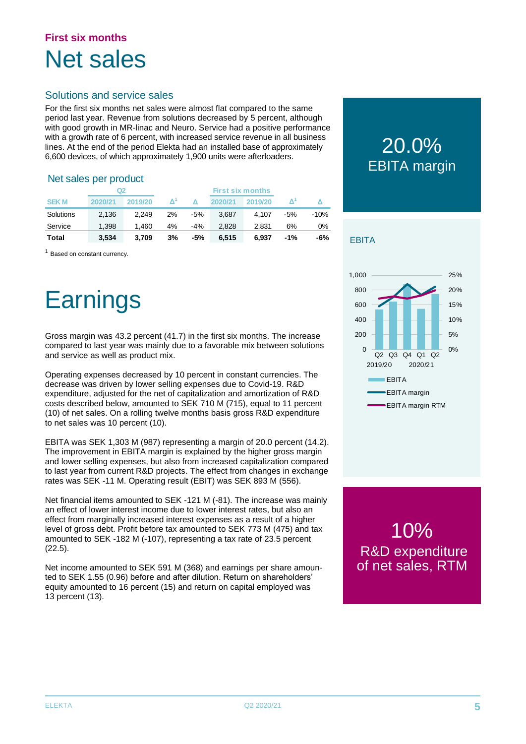## First six months

# Net sales

### Solutions and service sales

For the first six months net sales were almost flat compared to the same period last year. Revenue from solutions decreased by 5 percent, although with good growth in MR-linac and Neuro. Service had a positive performance with a growth rate of 6 percent, with increased service revenue in all business lines. At the end of the period Elekta had an installed base of approximately 6,600 devices, of which approximately 1,900 units were afterloaders.

### Net sales per product

| | Q2 | | | | First six months | | | |
|---|---|---|---|---|---|---|---|---|
| SEK M | 2020/21 | 2019/20 | Δ[1] | Δ | 2020/21 | 2019/20 | Δ[1] | Δ |
| Solutions | 2,136 | 2,249 | 2% | -5% | 3,687 | 4,107 | -5% | -10% |
| Service | 1,398 | 1,460 | 4% | -4% | 2,828 | 2,831 | 6% | 0% |
| **Total** | **3,534** | **3,709** | **3%** | **-5%** | **6,515** | **6,937** | **-1%** | **-6%** |

[1] Based on constant currency.

# Earnings

Gross margin was 43.2 percent (41.7) in the first six months. The increase compared to last year was mainly due to a favorable mix between solutions and service as well as product mix.

Operating expenses decreased by 10 percent in constant currencies. The decrease was driven by lower selling expenses due to Covid-19. R&D expenditure, adjusted for the net of capitalization and amortization of R&D costs described below, amounted to SEK 710 M (715), equal to 11 percent (10) of net sales. On a rolling twelve months basis gross R&D expenditure to net sales was 10 percent (10).

EBITA was SEK 1,303 M (987) representing a margin of 20.0 percent (14.2). The improvement in EBITA margin is explained by the higher gross margin and lower selling expenses, but also from increased capitalization compared to last year from current R&D projects. The effect from changes in exchange rates was SEK -11 M. Operating result (EBIT) was SEK 893 M (556).

Net financial items amounted to SEK -121 M (-81). The increase was mainly an effect of lower interest income due to lower interest rates, but also an effect from marginally increased interest expenses as a result of a higher level of gross debt. Profit before tax amounted to SEK 773 M (475) and tax amounted to SEK -182 M (-107), representing a tax rate of 23.5 percent (22.5).

Net income amounted to SEK 591 M (368) and earnings per share amounted to SEK 1.55 (0.96) before and after dilution. Return on shareholders' equity amounted to 16 percent (15) and return on capital employed was 13 percent (13).

**20.0%**
EBITA margin

**EBITA**

Q2 2019/20, Q3, Q4, Q1 2020/21, Q2 — EBITA (SEK M, 0–1,000); EBITA margin; EBITA margin RTM (0%–25%)

**10%**
R&D expenditure of net sales, RTM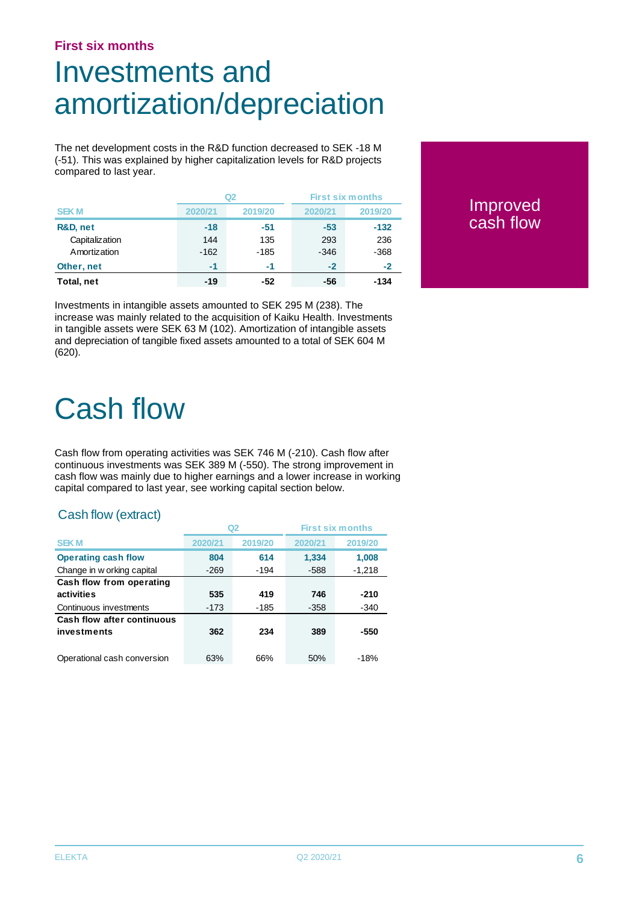**First six months**

# Investments and amortization/depreciation

The net development costs in the R&D function decreased to SEK -18 M (-51). This was explained by higher capitalization levels for R&D projects compared to last year.

| SEK M | Q2 | | First six months | |
|---|---|---|---|---|
| | 2020/21 | 2019/20 | 2020/21 | 2019/20 |
| **R&D, net** | **-18** | **-51** | **-53** | **-132** |
| Capitalization | 144 | 135 | 293 | 236 |
| Amortization | -162 | -185 | -346 | -368 |
| **Other, net** | **-1** | **-1** | **-2** | **-2** |
| **Total, net** | **-19** | **-52** | **-56** | **-134** |

Improved cash flow

Investments in intangible assets amounted to SEK 295 M (238). The increase was mainly related to the acquisition of Kaiku Health. Investments in tangible assets were SEK 63 M (102). Amortization of intangible assets and depreciation of tangible fixed assets amounted to a total of SEK 604 M (620).

# Cash flow

Cash flow from operating activities was SEK 746 M (-210). Cash flow after continuous investments was SEK 389 M (-550). The strong improvement in cash flow was mainly due to higher earnings and a lower increase in working capital compared to last year, see working capital section below.

## Cash flow (extract)

| SEK M | Q2 | | First six months | |
|---|---|---|---|---|
| | 2020/21 | 2019/20 | 2020/21 | 2019/20 |
| **Operating cash flow** | **804** | **614** | **1,334** | **1,008** |
| Change in working capital | -269 | -194 | -588 | -1,218 |
| **Cash flow from operating activities** | **535** | **419** | **746** | **-210** |
| Continuous investments | -173 | -185 | -358 | -340 |
| **Cash flow after continuous investments** | **362** | **234** | **389** | **-550** |
| Operational cash conversion | 63% | 66% | 50% | -18% |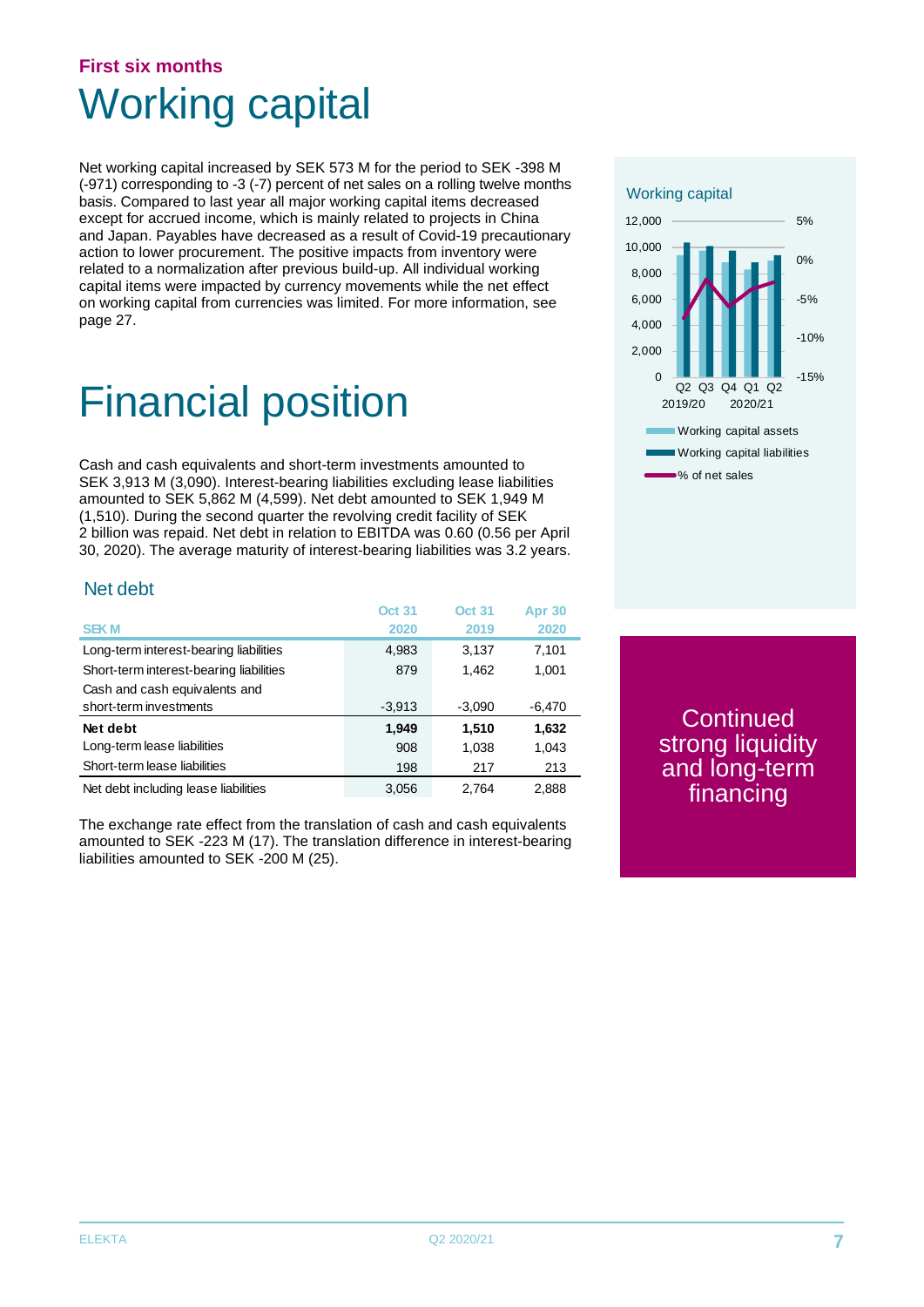First six months

# Working capital

Net working capital increased by SEK 573 M for the period to SEK -398 M (-971) corresponding to -3 (-7) percent of net sales on a rolling twelve months basis. Compared to last year all major working capital items decreased except for accrued income, which is mainly related to projects in China and Japan. Payables have decreased as a result of Covid-19 precautionary action to lower procurement. The positive impacts from inventory were related to a normalization after previous build-up. All individual working capital items were impacted by currency movements while the net effect on working capital from currencies was limited. For more information, see page 27.

# Financial position

Cash and cash equivalents and short-term investments amounted to SEK 3,913 M (3,090). Interest-bearing liabilities excluding lease liabilities amounted to SEK 5,862 M (4,599). Net debt amounted to SEK 1,949 M (1,510). During the second quarter the revolving credit facility of SEK 2 billion was repaid. Net debt in relation to EBITDA was 0.60 (0.56 per April 30, 2020). The average maturity of interest-bearing liabilities was 3.2 years.

## Net debt

| SEK M | Oct 31 2020 | Oct 31 2019 | Apr 30 2020 |
|---|---|---|---|
| Long-term interest-bearing liabilities | 4,983 | 3,137 | 7,101 |
| Short-term interest-bearing liabilities | 879 | 1,462 | 1,001 |
| Cash and cash equivalents and short-term investments | -3,913 | -3,090 | -6,470 |
| **Net debt** | **1,949** | **1,510** | **1,632** |
| Long-term lease liabilities | 908 | 1,038 | 1,043 |
| Short-term lease liabilities | 198 | 217 | 213 |
| Net debt including lease liabilities | 3,056 | 2,764 | 2,888 |

The exchange rate effect from the translation of cash and cash equivalents amounted to SEK -223 M (17). The translation difference in interest-bearing liabilities amounted to SEK -200 M (25).

Continued strong liquidity and long-term financing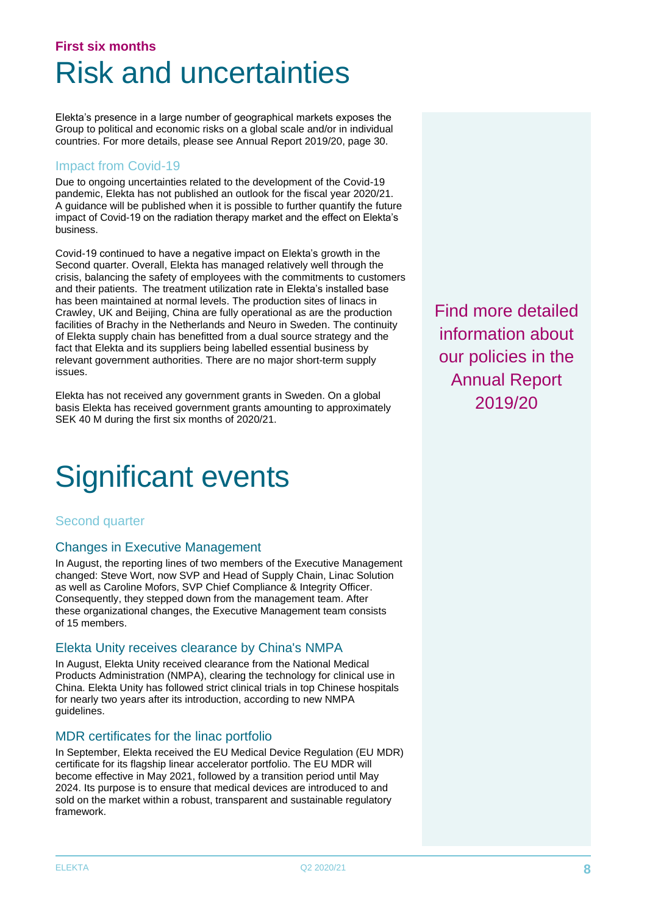**First six months**

# Risk and uncertainties

Elekta's presence in a large number of geographical markets exposes the Group to political and economic risks on a global scale and/or in individual countries. For more details, please see Annual Report 2019/20, page 30.

## Impact from Covid-19

Due to ongoing uncertainties related to the development of the Covid-19 pandemic, Elekta has not published an outlook for the fiscal year 2020/21. A guidance will be published when it is possible to further quantify the future impact of Covid-19 on the radiation therapy market and the effect on Elekta's business.

Covid-19 continued to have a negative impact on Elekta's growth in the Second quarter. Overall, Elekta has managed relatively well through the crisis, balancing the safety of employees with the commitments to customers and their patients. The treatment utilization rate in Elekta's installed base has been maintained at normal levels. The production sites of linacs in Crawley, UK and Beijing, China are fully operational as are the production facilities of Brachy in the Netherlands and Neuro in Sweden. The continuity of Elekta supply chain has benefitted from a dual source strategy and the fact that Elekta and its suppliers being labelled essential business by relevant government authorities. There are no major short-term supply issues.

Elekta has not received any government grants in Sweden. On a global basis Elekta has received government grants amounting to approximately SEK 40 M during the first six months of 2020/21.

Find more detailed information about our policies in the Annual Report 2019/20

# Significant events

## Second quarter

### Changes in Executive Management

In August, the reporting lines of two members of the Executive Management changed: Steve Wort, now SVP and Head of Supply Chain, Linac Solution as well as Caroline Mofors, SVP Chief Compliance & Integrity Officer. Consequently, they stepped down from the management team. After these organizational changes, the Executive Management team consists of 15 members.

### Elekta Unity receives clearance by China's NMPA

In August, Elekta Unity received clearance from the National Medical Products Administration (NMPA), clearing the technology for clinical use in China. Elekta Unity has followed strict clinical trials in top Chinese hospitals for nearly two years after its introduction, according to new NMPA guidelines.

### MDR certificates for the linac portfolio

In September, Elekta received the EU Medical Device Regulation (EU MDR) certificate for its flagship linear accelerator portfolio. The EU MDR will become effective in May 2021, followed by a transition period until May 2024. Its purpose is to ensure that medical devices are introduced to and sold on the market within a robust, transparent and sustainable regulatory framework.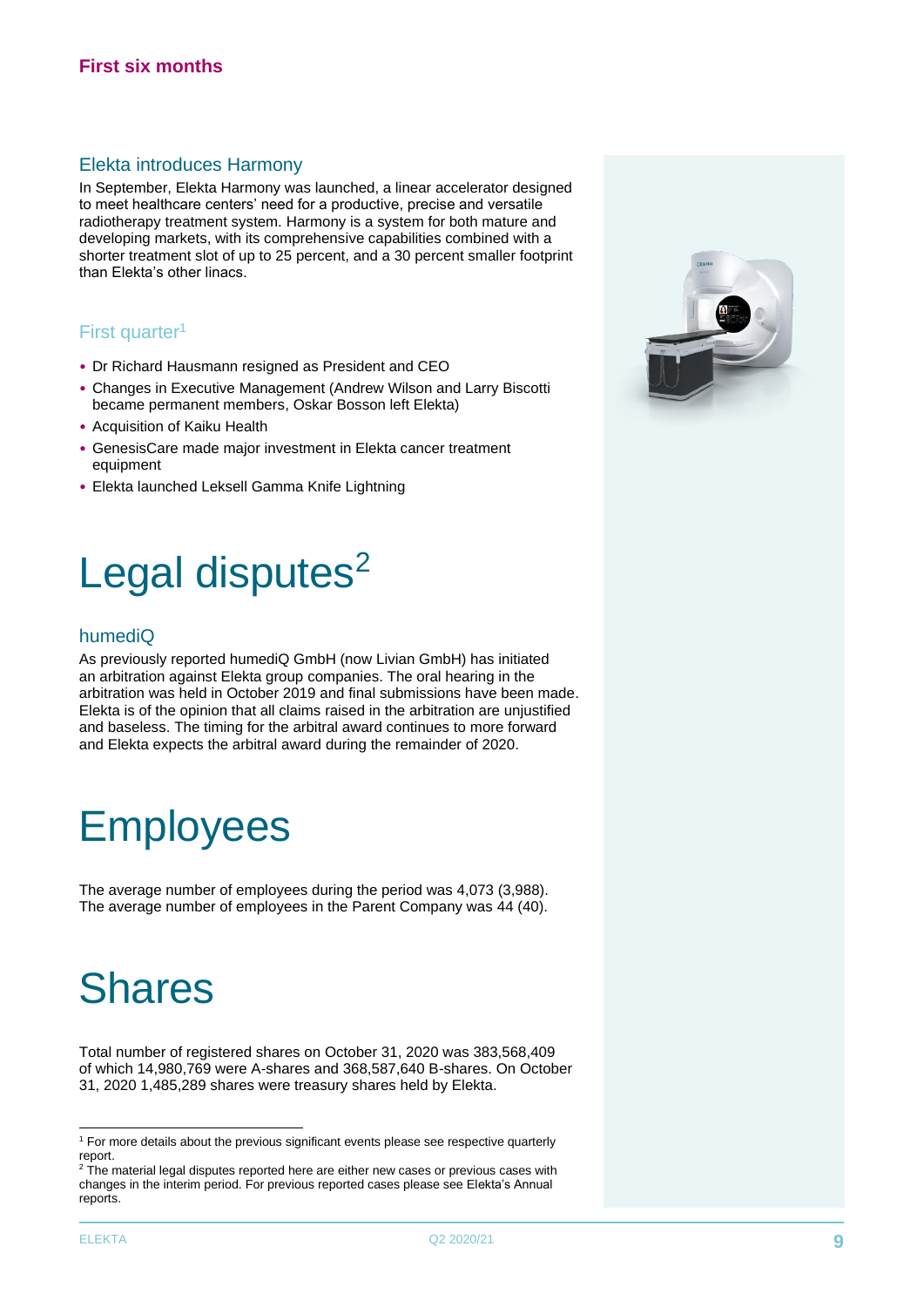## First six months

### Elekta introduces Harmony

In September, Elekta Harmony was launched, a linear accelerator designed to meet healthcare centers' need for a productive, precise and versatile radiotherapy treatment system. Harmony is a system for both mature and developing markets, with its comprehensive capabilities combined with a shorter treatment slot of up to 25 percent, and a 30 percent smaller footprint than Elekta's other linacs.

### First quarter[1]

- Dr Richard Hausmann resigned as President and CEO
- Changes in Executive Management (Andrew Wilson and Larry Biscotti became permanent members, Oskar Bosson left Elekta)
- Acquisition of Kaiku Health
- GenesisCare made major investment in Elekta cancer treatment equipment
- Elekta launched Leksell Gamma Knife Lightning

# Legal disputes[2]

### humediQ

As previously reported humediQ GmbH (now Livian GmbH) has initiated an arbitration against Elekta group companies. The oral hearing in the arbitration was held in October 2019 and final submissions have been made. Elekta is of the opinion that all claims raised in the arbitration are unjustified and baseless. The timing for the arbitral award continues to more forward and Elekta expects the arbitral award during the remainder of 2020.

# Employees

The average number of employees during the period was 4,073 (3,988). The average number of employees in the Parent Company was 44 (40).

# Shares

Total number of registered shares on October 31, 2020 was 383,568,409 of which 14,980,769 were A-shares and 368,587,640 B-shares. On October 31, 2020 1,485,289 shares were treasury shares held by Elekta.

---

[1] For more details about the previous significant events please see respective quarterly report.

[2] The material legal disputes reported here are either new cases or previous cases with changes in the interim period. For previous reported cases please see Elekta's Annual reports.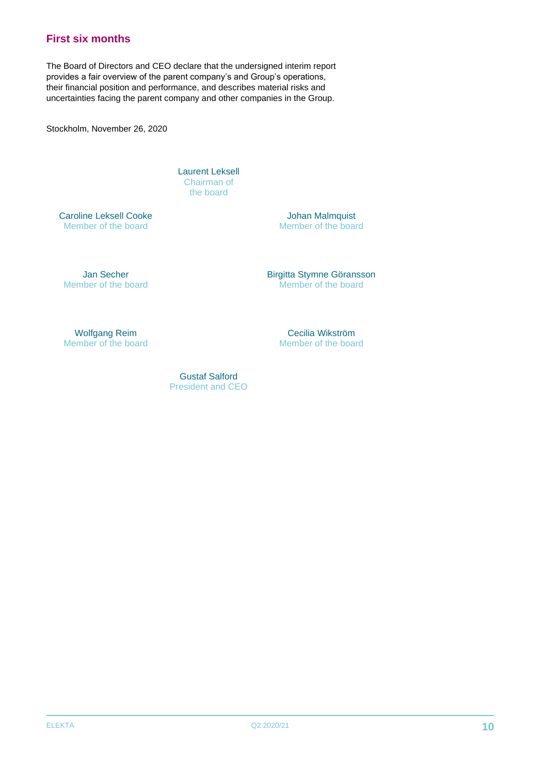## First six months

The Board of Directors and CEO declare that the undersigned interim report provides a fair overview of the parent company's and Group's operations, their financial position and performance, and describes material risks and uncertainties facing the parent company and other companies in the Group.

Stockholm, November 26, 2020

Laurent Leksell
Chairman of the board

Caroline Leksell Cooke
Member of the board

Johan Malmquist
Member of the board

Jan Secher
Member of the board

Birgitta Stymne Göransson
Member of the board

Wolfgang Reim
Member of the board

Cecilia Wikström
Member of the board

Gustaf Salford
President and CEO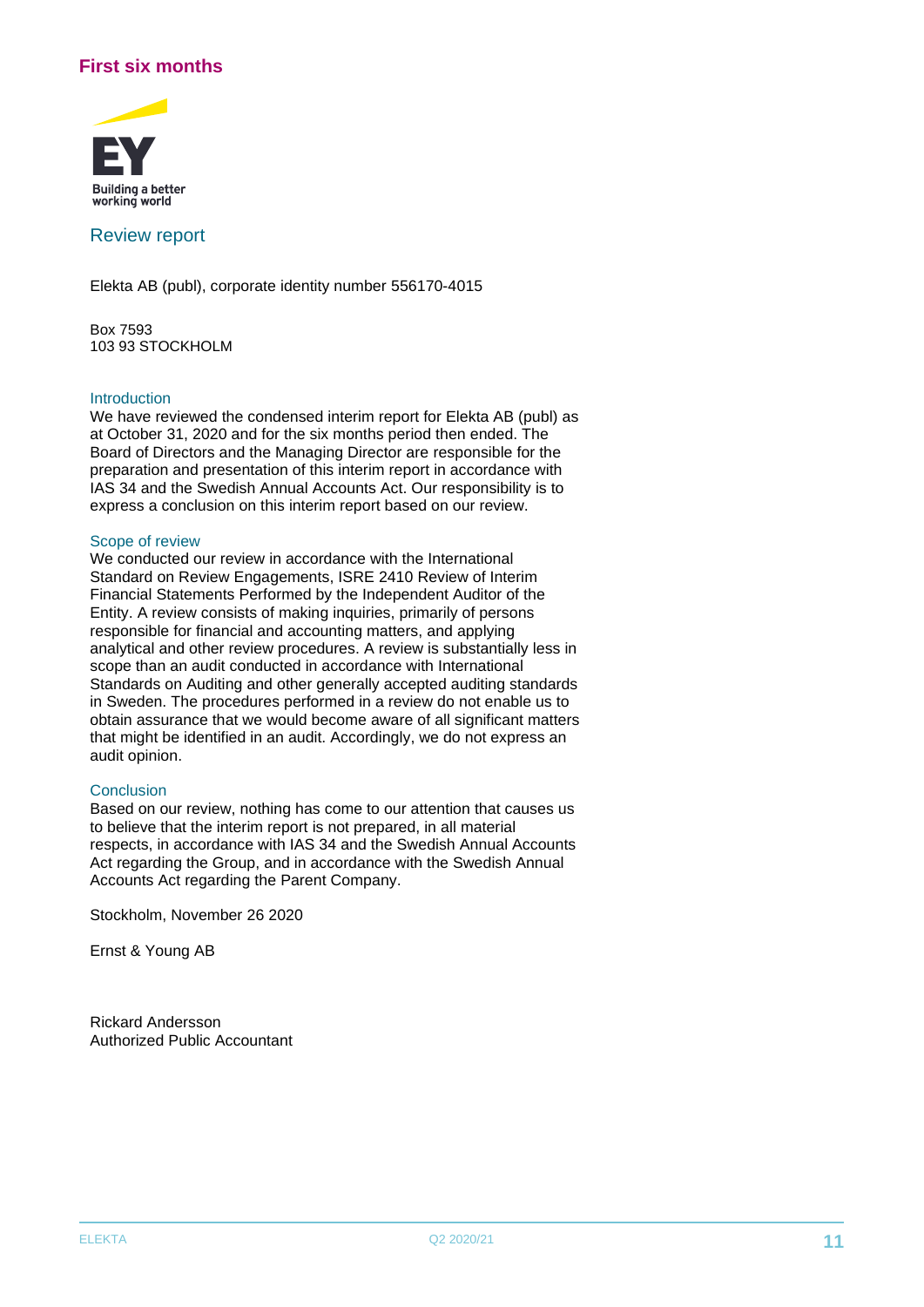## First six months

EY
Building a better working world

## Review report

Elekta AB (publ), corporate identity number 556170-4015

Box 7593
103 93 STOCKHOLM

### Introduction

We have reviewed the condensed interim report for Elekta AB (publ) as at October 31, 2020 and for the six months period then ended. The Board of Directors and the Managing Director are responsible for the preparation and presentation of this interim report in accordance with IAS 34 and the Swedish Annual Accounts Act. Our responsibility is to express a conclusion on this interim report based on our review.

### Scope of review

We conducted our review in accordance with the International Standard on Review Engagements, ISRE 2410 Review of Interim Financial Statements Performed by the Independent Auditor of the Entity. A review consists of making inquiries, primarily of persons responsible for financial and accounting matters, and applying analytical and other review procedures. A review is substantially less in scope than an audit conducted in accordance with International Standards on Auditing and other generally accepted auditing standards in Sweden. The procedures performed in a review do not enable us to obtain assurance that we would become aware of all significant matters that might be identified in an audit. Accordingly, we do not express an audit opinion.

### Conclusion

Based on our review, nothing has come to our attention that causes us to believe that the interim report is not prepared, in all material respects, in accordance with IAS 34 and the Swedish Annual Accounts Act regarding the Group, and in accordance with the Swedish Annual Accounts Act regarding the Parent Company.

Stockholm, November 26 2020

Ernst & Young AB

Rickard Andersson
Authorized Public Accountant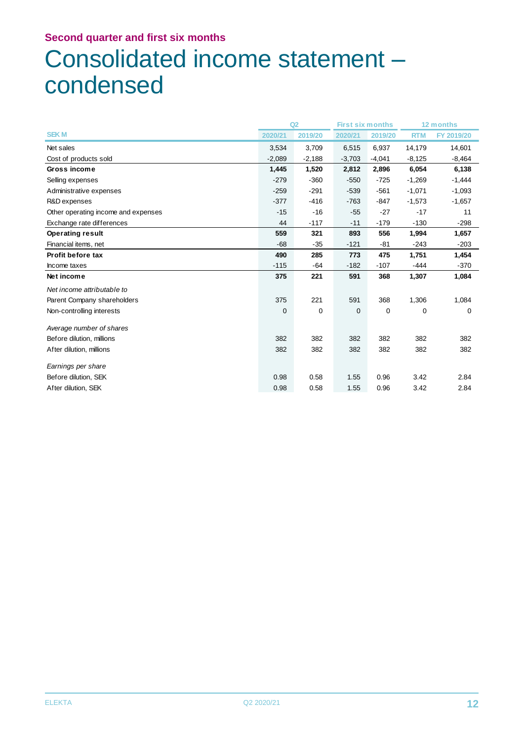## Second quarter and first six months

# Consolidated income statement – condensed

| SEK M | Q2 | | First six months | | 12 months | |
|---|---|---|---|---|---|---|
| | 2020/21 | 2019/20 | 2020/21 | 2019/20 | RTM | FY 2019/20 |
| Net sales | 3,534 | 3,709 | 6,515 | 6,937 | 14,179 | 14,601 |
| Cost of products sold | -2,089 | -2,188 | -3,703 | -4,041 | -8,125 | -8,464 |
| **Gross income** | **1,445** | **1,520** | **2,812** | **2,896** | **6,054** | **6,138** |
| Selling expenses | -279 | -360 | -550 | -725 | -1,269 | -1,444 |
| Administrative expenses | -259 | -291 | -539 | -561 | -1,071 | -1,093 |
| R&D expenses | -377 | -416 | -763 | -847 | -1,573 | -1,657 |
| Other operating income and expenses | -15 | -16 | -55 | -27 | -17 | 11 |
| Exchange rate differences | 44 | -117 | -11 | -179 | -130 | -298 |
| **Operating result** | **559** | **321** | **893** | **556** | **1,994** | **1,657** |
| Financial items, net | -68 | -35 | -121 | -81 | -243 | -203 |
| **Profit before tax** | **490** | **285** | **773** | **475** | **1,751** | **1,454** |
| Income taxes | -115 | -64 | -182 | -107 | -444 | -370 |
| **Net income** | **375** | **221** | **591** | **368** | **1,307** | **1,084** |
| *Net income attributable to* | | | | | | |
| Parent Company shareholders | 375 | 221 | 591 | 368 | 1,306 | 1,084 |
| Non-controlling interests | 0 | 0 | 0 | 0 | 0 | 0 |
| *Average number of shares* | | | | | | |
| Before dilution, millions | 382 | 382 | 382 | 382 | 382 | 382 |
| After dilution, millions | 382 | 382 | 382 | 382 | 382 | 382 |
| *Earnings per share* | | | | | | |
| Before dilution, SEK | 0.98 | 0.58 | 1.55 | 0.96 | 3.42 | 2.84 |
| After dilution, SEK | 0.98 | 0.58 | 1.55 | 0.96 | 3.42 | 2.84 |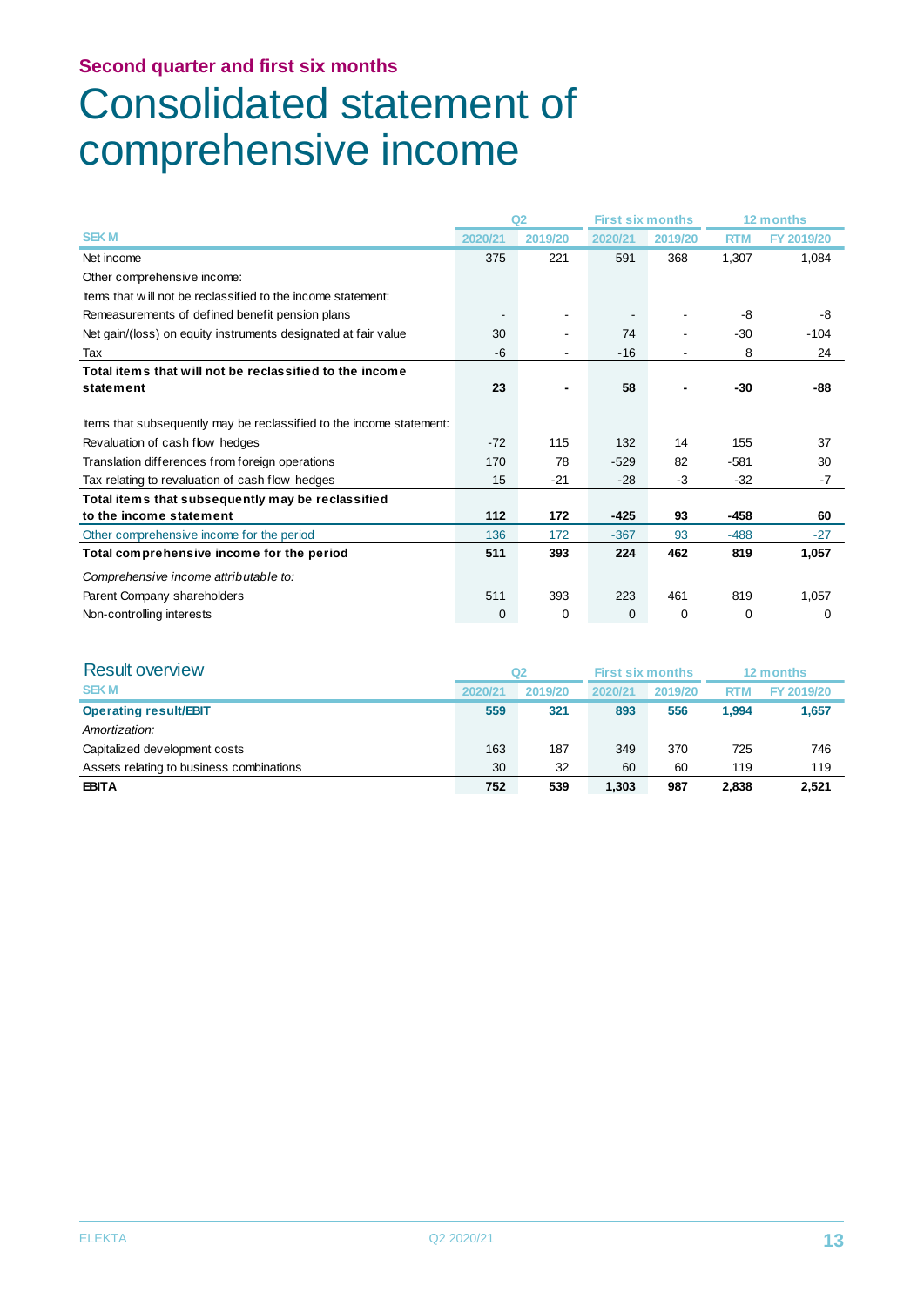**Second quarter and first six months**

# Consolidated statement of comprehensive income

| | Q2 | | First six months | | 12 months | |
|---|---|---|---|---|---|---|
| SEK M | 2020/21 | 2019/20 | 2020/21 | 2019/20 | RTM | FY 2019/20 |
| Net income | 375 | 221 | 591 | 368 | 1,307 | 1,084 |
| Other comprehensive income: | | | | | | |
| Items that will not be reclassified to the income statement: | | | | | | |
| Remeasurements of defined benefit pension plans | - | - | - | - | -8 | -8 |
| Net gain/(loss) on equity instruments designated at fair value | 30 | - | 74 | - | -30 | -104 |
| Tax | -6 | - | -16 | - | 8 | 24 |
| **Total items that will not be reclassified to the income statement** | **23** | **-** | **58** | **-** | **-30** | **-88** |
| Items that subsequently may be reclassified to the income statement: | | | | | | |
| Revaluation of cash flow hedges | -72 | 115 | 132 | 14 | 155 | 37 |
| Translation differences from foreign operations | 170 | 78 | -529 | 82 | -581 | 30 |
| Tax relating to revaluation of cash flow hedges | 15 | -21 | -28 | -3 | -32 | -7 |
| **Total items that subsequently may be reclassified to the income statement** | **112** | **172** | **-425** | **93** | **-458** | **60** |
| Other comprehensive income for the period | 136 | 172 | -367 | 93 | -488 | -27 |
| **Total comprehensive income for the period** | **511** | **393** | **224** | **462** | **819** | **1,057** |
| *Comprehensive income attributable to:* | | | | | | |
| Parent Company shareholders | 511 | 393 | 223 | 461 | 819 | 1,057 |
| Non-controlling interests | 0 | 0 | 0 | 0 | 0 | 0 |

## Result overview

| | Q2 | | First six months | | 12 months | |
|---|---|---|---|---|---|---|
| SEK M | 2020/21 | 2019/20 | 2020/21 | 2019/20 | RTM | FY 2019/20 |
| **Operating result/EBIT** | **559** | **321** | **893** | **556** | **1,994** | **1,657** |
| *Amortization:* | | | | | | |
| Capitalized development costs | 163 | 187 | 349 | 370 | 725 | 746 |
| Assets relating to business combinations | 30 | 32 | 60 | 60 | 119 | 119 |
| **EBITA** | **752** | **539** | **1,303** | **987** | **2,838** | **2,521** |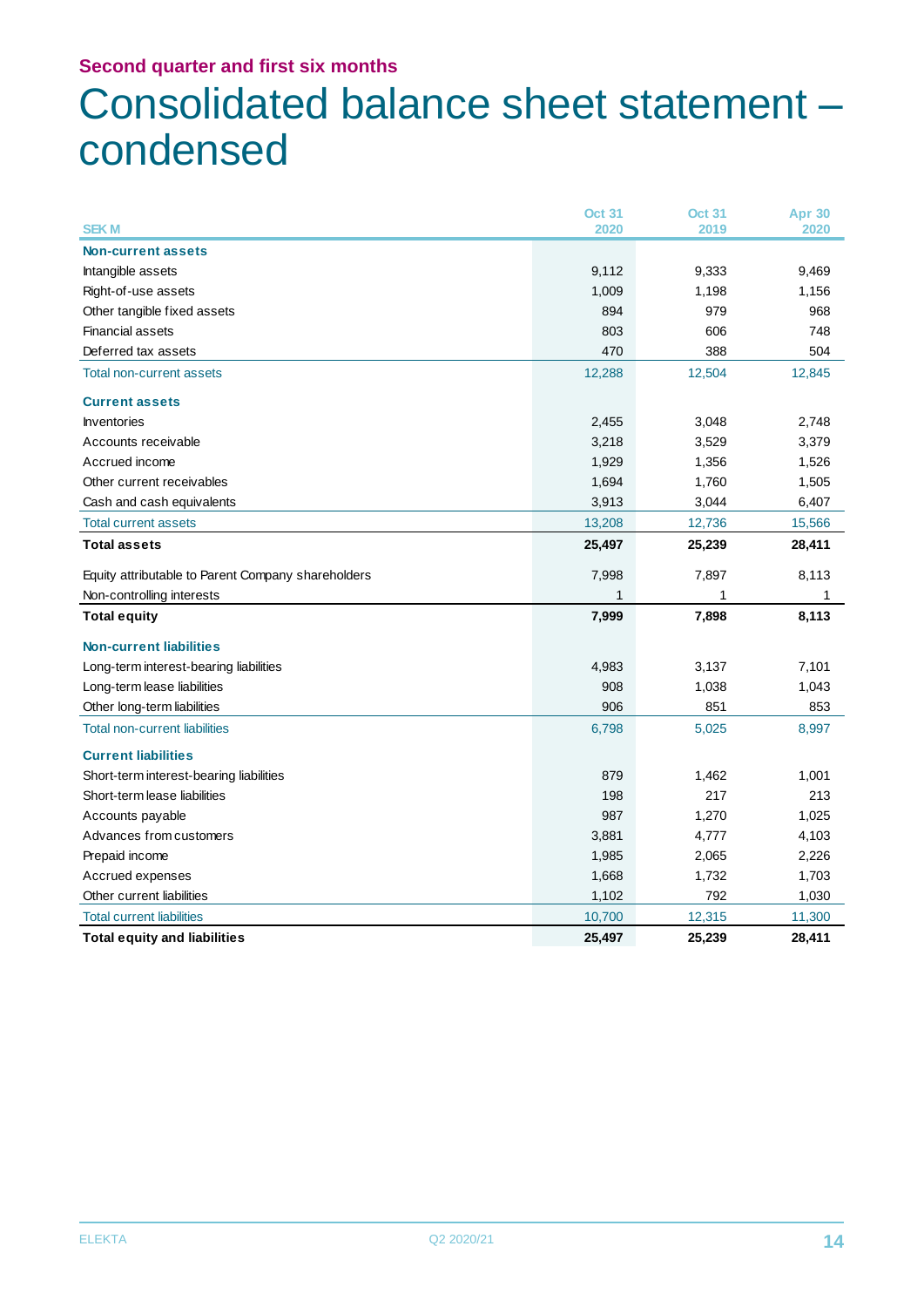## Second quarter and first six months

# Consolidated balance sheet statement – condensed

| SEK M | Oct 31 2020 | Oct 31 2019 | Apr 30 2020 |
|---|---|---|---|
| **Non-current assets** | | | |
| Intangible assets | 9,112 | 9,333 | 9,469 |
| Right-of-use assets | 1,009 | 1,198 | 1,156 |
| Other tangible fixed assets | 894 | 979 | 968 |
| Financial assets | 803 | 606 | 748 |
| Deferred tax assets | 470 | 388 | 504 |
| Total non-current assets | 12,288 | 12,504 | 12,845 |
| **Current assets** | | | |
| Inventories | 2,455 | 3,048 | 2,748 |
| Accounts receivable | 3,218 | 3,529 | 3,379 |
| Accrued income | 1,929 | 1,356 | 1,526 |
| Other current receivables | 1,694 | 1,760 | 1,505 |
| Cash and cash equivalents | 3,913 | 3,044 | 6,407 |
| Total current assets | 13,208 | 12,736 | 15,566 |
| **Total assets** | **25,497** | **25,239** | **28,411** |
| Equity attributable to Parent Company shareholders | 7,998 | 7,897 | 8,113 |
| Non-controlling interests | 1 | 1 | 1 |
| **Total equity** | **7,999** | **7,898** | **8,113** |
| **Non-current liabilities** | | | |
| Long-term interest-bearing liabilities | 4,983 | 3,137 | 7,101 |
| Long-term lease liabilities | 908 | 1,038 | 1,043 |
| Other long-term liabilities | 906 | 851 | 853 |
| Total non-current liabilities | 6,798 | 5,025 | 8,997 |
| **Current liabilities** | | | |
| Short-term interest-bearing liabilities | 879 | 1,462 | 1,001 |
| Short-term lease liabilities | 198 | 217 | 213 |
| Accounts payable | 987 | 1,270 | 1,025 |
| Advances from customers | 3,881 | 4,777 | 4,103 |
| Prepaid income | 1,985 | 2,065 | 2,226 |
| Accrued expenses | 1,668 | 1,732 | 1,703 |
| Other current liabilities | 1,102 | 792 | 1,030 |
| Total current liabilities | 10,700 | 12,315 | 11,300 |
| **Total equity and liabilities** | **25,497** | **25,239** | **28,411** |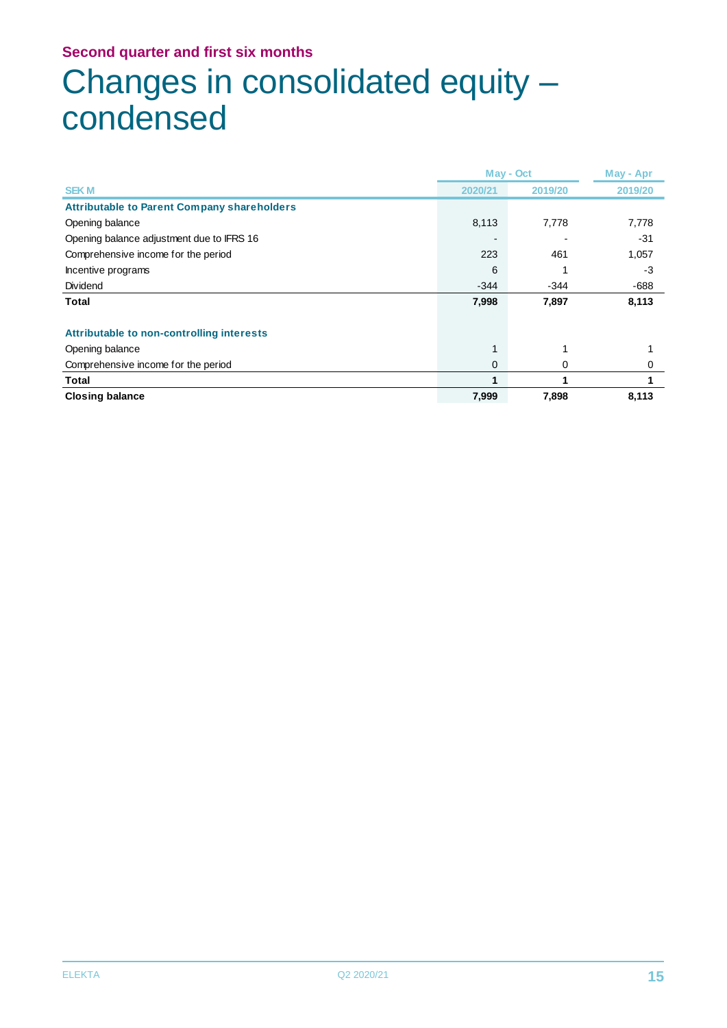Second quarter and first six months

# Changes in consolidated equity – condensed

| | May - Oct | | May - Apr |
|---|---|---|---|
| SEK M | 2020/21 | 2019/20 | 2019/20 |
| **Attributable to Parent Company shareholders** | | | |
| Opening balance | 8,113 | 7,778 | 7,778 |
| Opening balance adjustment due to IFRS 16 | - | - | -31 |
| Comprehensive income for the period | 223 | 461 | 1,057 |
| Incentive programs | 6 | 1 | -3 |
| Dividend | -344 | -344 | -688 |
| **Total** | **7,998** | **7,897** | **8,113** |
| | | | |
| **Attributable to non-controlling interests** | | | |
| Opening balance | 1 | 1 | 1 |
| Comprehensive income for the period | 0 | 0 | 0 |
| **Total** | **1** | **1** | **1** |
| **Closing balance** | **7,999** | **7,898** | **8,113** |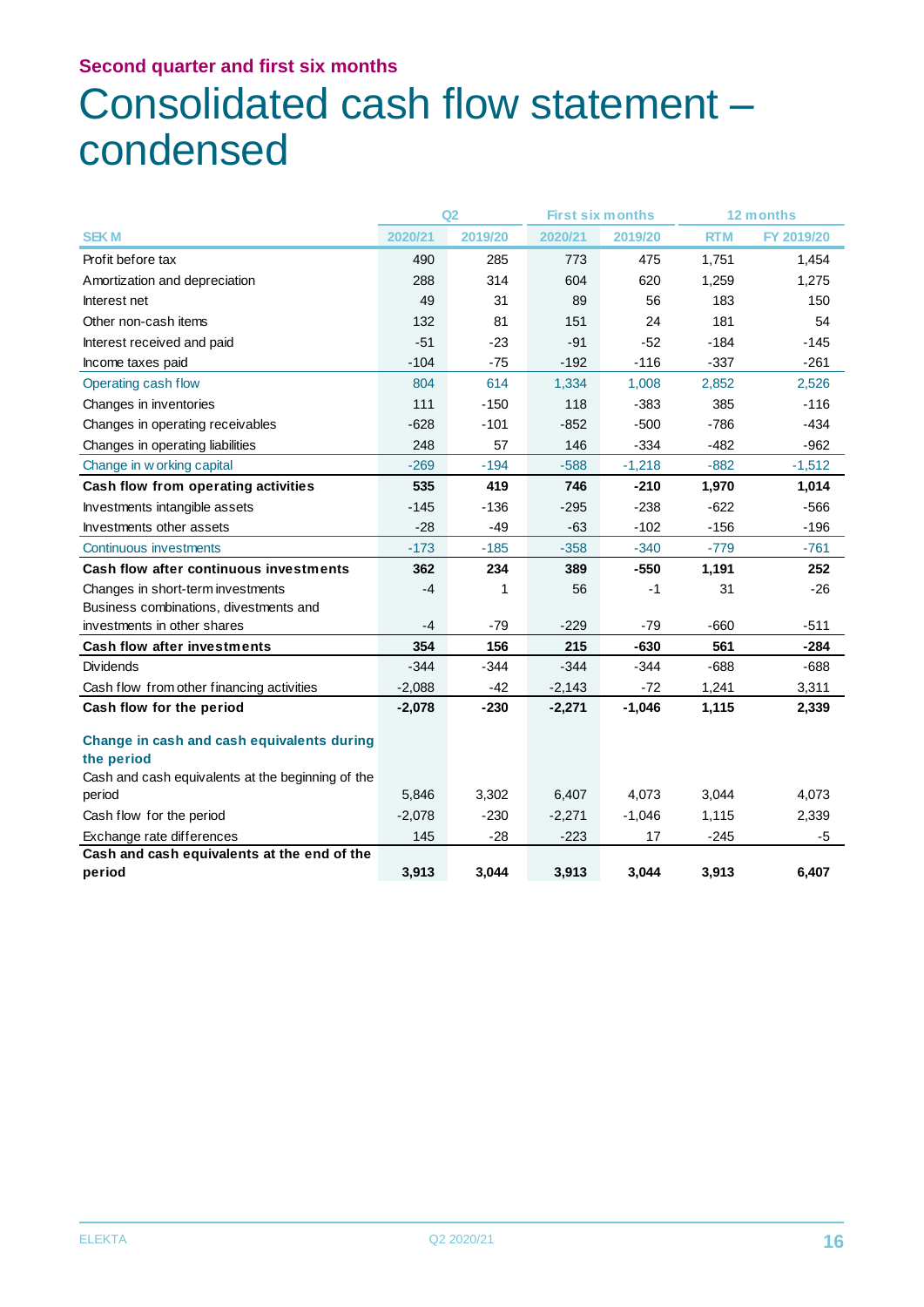## Second quarter and first six months

# Consolidated cash flow statement – condensed

| SEK M | Q2 | | First six months | | 12 months | |
|---|---|---|---|---|---|---|
| | 2020/21 | 2019/20 | 2020/21 | 2019/20 | RTM | FY 2019/20 |
| Profit before tax | 490 | 285 | 773 | 475 | 1,751 | 1,454 |
| Amortization and depreciation | 288 | 314 | 604 | 620 | 1,259 | 1,275 |
| Interest net | 49 | 31 | 89 | 56 | 183 | 150 |
| Other non-cash items | 132 | 81 | 151 | 24 | 181 | 54 |
| Interest received and paid | -51 | -23 | -91 | -52 | -184 | -145 |
| Income taxes paid | -104 | -75 | -192 | -116 | -337 | -261 |
| Operating cash flow | 804 | 614 | 1,334 | 1,008 | 2,852 | 2,526 |
| Changes in inventories | 111 | -150 | 118 | -383 | 385 | -116 |
| Changes in operating receivables | -628 | -101 | -852 | -500 | -786 | -434 |
| Changes in operating liabilities | 248 | 57 | 146 | -334 | -482 | -962 |
| Change in working capital | -269 | -194 | -588 | -1,218 | -882 | -1,512 |
| **Cash flow from operating activities** | **535** | **419** | **746** | **-210** | **1,970** | **1,014** |
| Investments intangible assets | -145 | -136 | -295 | -238 | -622 | -566 |
| Investments other assets | -28 | -49 | -63 | -102 | -156 | -196 |
| Continuous investments | -173 | -185 | -358 | -340 | -779 | -761 |
| **Cash flow after continuous investments** | **362** | **234** | **389** | **-550** | **1,191** | **252** |
| Changes in short-term investments | -4 | 1 | 56 | -1 | 31 | -26 |
| Business combinations, divestments and investments in other shares | -4 | -79 | -229 | -79 | -660 | -511 |
| **Cash flow after investments** | **354** | **156** | **215** | **-630** | **561** | **-284** |
| Dividends | -344 | -344 | -344 | -344 | -688 | -688 |
| Cash flow from other financing activities | -2,088 | -42 | -2,143 | -72 | 1,241 | 3,311 |
| **Cash flow for the period** | **-2,078** | **-230** | **-2,271** | **-1,046** | **1,115** | **2,339** |
| **Change in cash and cash equivalents during the period** | | | | | | |
| Cash and cash equivalents at the beginning of the period | 5,846 | 3,302 | 6,407 | 4,073 | 3,044 | 4,073 |
| Cash flow for the period | -2,078 | -230 | -2,271 | -1,046 | 1,115 | 2,339 |
| Exchange rate differences | 145 | -28 | -223 | 17 | -245 | -5 |
| **Cash and cash equivalents at the end of the period** | **3,913** | **3,044** | **3,913** | **3,044** | **3,913** | **6,407** |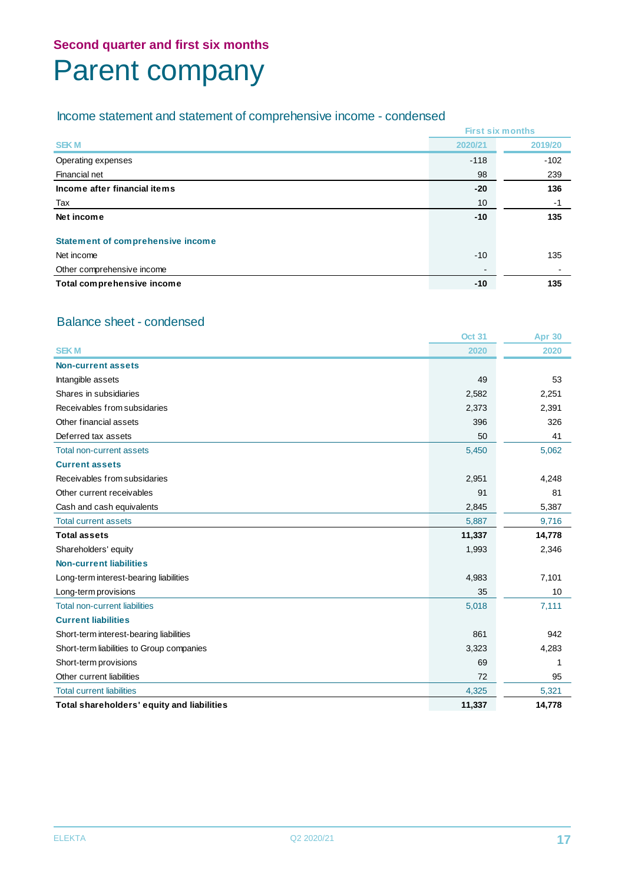**Second quarter and first six months**

# Parent company

## Income statement and statement of comprehensive income - condensed

| SEK M | First six months 2020/21 | 2019/20 |
|---|---|---|
| Operating expenses | -118 | -102 |
| Financial net | 98 | 239 |
| **Income after financial items** | **-20** | **136** |
| Tax | 10 | -1 |
| **Net income** | **-10** | **135** |
| | | |
| **Statement of comprehensive income** | | |
| Net income | -10 | 135 |
| Other comprehensive income | - | - |
| **Total comprehensive income** | **-10** | **135** |

## Balance sheet - condensed

| SEK M | Oct 31 2020 | Apr 30 2020 |
|---|---|---|
| **Non-current assets** | | |
| Intangible assets | 49 | 53 |
| Shares in subsidiaries | 2,582 | 2,251 |
| Receivables from subsidaries | 2,373 | 2,391 |
| Other financial assets | 396 | 326 |
| Deferred tax assets | 50 | 41 |
| Total non-current assets | 5,450 | 5,062 |
| **Current assets** | | |
| Receivables from subsidaries | 2,951 | 4,248 |
| Other current receivables | 91 | 81 |
| Cash and cash equivalents | 2,845 | 5,387 |
| Total current assets | 5,887 | 9,716 |
| **Total assets** | **11,337** | **14,778** |
| Shareholders' equity | 1,993 | 2,346 |
| **Non-current liabilities** | | |
| Long-term interest-bearing liabilities | 4,983 | 7,101 |
| Long-term provisions | 35 | 10 |
| Total non-current liabilities | 5,018 | 7,111 |
| **Current liabilities** | | |
| Short-term interest-bearing liabilities | 861 | 942 |
| Short-term liabilities to Group companies | 3,323 | 4,283 |
| Short-term provisions | 69 | 1 |
| Other current liabilities | 72 | 95 |
| Total current liabilities | 4,325 | 5,321 |
| **Total shareholders' equity and liabilities** | **11,337** | **14,778** |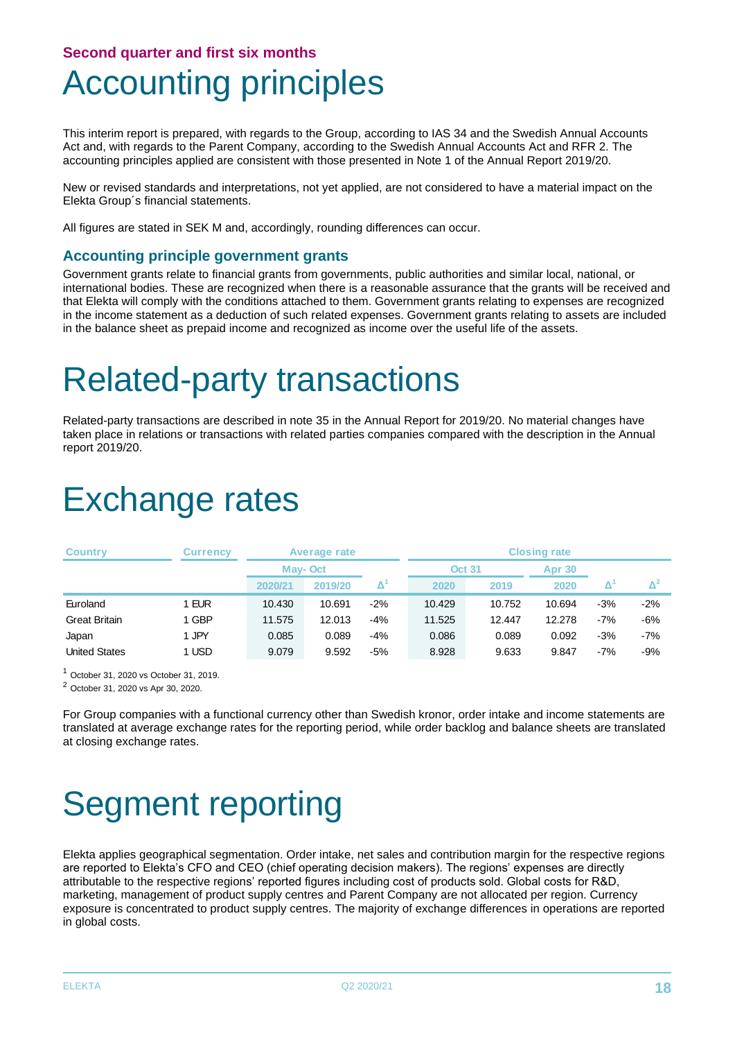## Second quarter and first six months

# Accounting principles

This interim report is prepared, with regards to the Group, according to IAS 34 and the Swedish Annual Accounts Act and, with regards to the Parent Company, according to the Swedish Annual Accounts Act and RFR 2. The accounting principles applied are consistent with those presented in Note 1 of the Annual Report 2019/20.

New or revised standards and interpretations, not yet applied, are not considered to have a material impact on the Elekta Group´s financial statements.

All figures are stated in SEK M and, accordingly, rounding differences can occur.

### Accounting principle government grants

Government grants relate to financial grants from governments, public authorities and similar local, national, or international bodies. These are recognized when there is a reasonable assurance that the grants will be received and that Elekta will comply with the conditions attached to them. Government grants relating to expenses are recognized in the income statement as a deduction of such related expenses. Government grants relating to assets are included in the balance sheet as prepaid income and recognized as income over the useful life of the assets.

# Related-party transactions

Related-party transactions are described in note 35 in the Annual Report for 2019/20. No material changes have taken place in relations or transactions with related parties companies compared with the description in the Annual report 2019/20.

# Exchange rates

| Country | Currency | Average rate | | | Closing rate | | | | |
|---|---|---|---|---|---|---|---|---|---|
| | | May- Oct | | | Oct 31 | | Apr 30 | | |
| | | 2020/21 | 2019/20 | Δ[1] | 2020 | 2019 | 2020 | Δ[1] | Δ[2] |
| Euroland | 1 EUR | 10.430 | 10.691 | -2% | 10.429 | 10.752 | 10.694 | -3% | -2% |
| Great Britain | 1 GBP | 11.575 | 12.013 | -4% | 11.525 | 12.447 | 12.278 | -7% | -6% |
| Japan | 1 JPY | 0.085 | 0.089 | -4% | 0.086 | 0.089 | 0.092 | -3% | -7% |
| United States | 1 USD | 9.079 | 9.592 | -5% | 8.928 | 9.633 | 9.847 | -7% | -9% |

[1] October 31, 2020 vs October 31, 2019.

[2] October 31, 2020 vs Apr 30, 2020.

For Group companies with a functional currency other than Swedish kronor, order intake and income statements are translated at average exchange rates for the reporting period, while order backlog and balance sheets are translated at closing exchange rates.

# Segment reporting

Elekta applies geographical segmentation. Order intake, net sales and contribution margin for the respective regions are reported to Elekta's CFO and CEO (chief operating decision makers). The regions' expenses are directly attributable to the respective regions' reported figures including cost of products sold. Global costs for R&D, marketing, management of product supply centres and Parent Company are not allocated per region. Currency exposure is concentrated to product supply centres. The majority of exchange differences in operations are reported in global costs.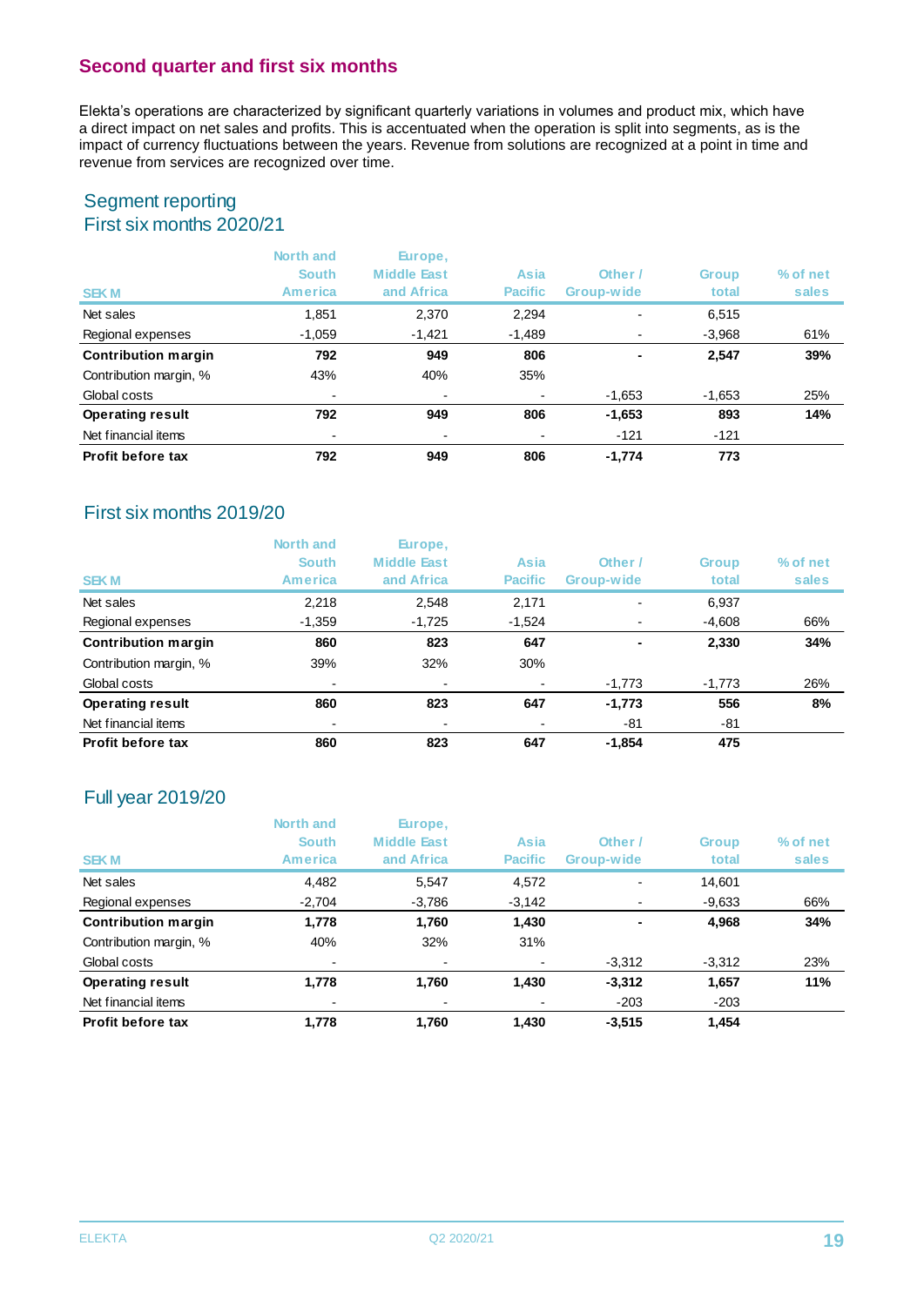## Second quarter and first six months

Elekta's operations are characterized by significant quarterly variations in volumes and product mix, which have a direct impact on net sales and profits. This is accentuated when the operation is split into segments, as is the impact of currency fluctuations between the years. Revenue from solutions are recognized at a point in time and revenue from services are recognized over time.

### Segment reporting
### First six months 2020/21

| SEK M | North and South America | Europe, Middle East and Africa | Asia Pacific | Other / Group-wide | Group total | % of net sales |
|---|---|---|---|---|---|---|
| Net sales | 1,851 | 2,370 | 2,294 | - | 6,515 | |
| Regional expenses | -1,059 | -1,421 | -1,489 | - | -3,968 | 61% |
| **Contribution margin** | **792** | **949** | **806** | **-** | **2,547** | **39%** |
| Contribution margin, % | 43% | 40% | 35% | | | |
| Global costs | - | - | - | -1,653 | -1,653 | 25% |
| **Operating result** | **792** | **949** | **806** | **-1,653** | **893** | **14%** |
| Net financial items | - | - | - | -121 | -121 | |
| **Profit before tax** | **792** | **949** | **806** | **-1,774** | **773** | |

### First six months 2019/20

| SEK M | North and South America | Europe, Middle East and Africa | Asia Pacific | Other / Group-wide | Group total | % of net sales |
|---|---|---|---|---|---|---|
| Net sales | 2,218 | 2,548 | 2,171 | - | 6,937 | |
| Regional expenses | -1,359 | -1,725 | -1,524 | - | -4,608 | 66% |
| **Contribution margin** | **860** | **823** | **647** | **-** | **2,330** | **34%** |
| Contribution margin, % | 39% | 32% | 30% | | | |
| Global costs | - | - | - | -1,773 | -1,773 | 26% |
| **Operating result** | **860** | **823** | **647** | **-1,773** | **556** | **8%** |
| Net financial items | - | - | - | -81 | -81 | |
| **Profit before tax** | **860** | **823** | **647** | **-1,854** | **475** | |

### Full year 2019/20

| SEK M | North and South America | Europe, Middle East and Africa | Asia Pacific | Other / Group-wide | Group total | % of net sales |
|---|---|---|---|---|---|---|
| Net sales | 4,482 | 5,547 | 4,572 | - | 14,601 | |
| Regional expenses | -2,704 | -3,786 | -3,142 | - | -9,633 | 66% |
| **Contribution margin** | **1,778** | **1,760** | **1,430** | **-** | **4,968** | **34%** |
| Contribution margin, % | 40% | 32% | 31% | | | |
| Global costs | - | - | - | -3,312 | -3,312 | 23% |
| **Operating result** | **1,778** | **1,760** | **1,430** | **-3,312** | **1,657** | **11%** |
| Net financial items | - | - | - | -203 | -203 | |
| **Profit before tax** | **1,778** | **1,760** | **1,430** | **-3,515** | **1,454** | |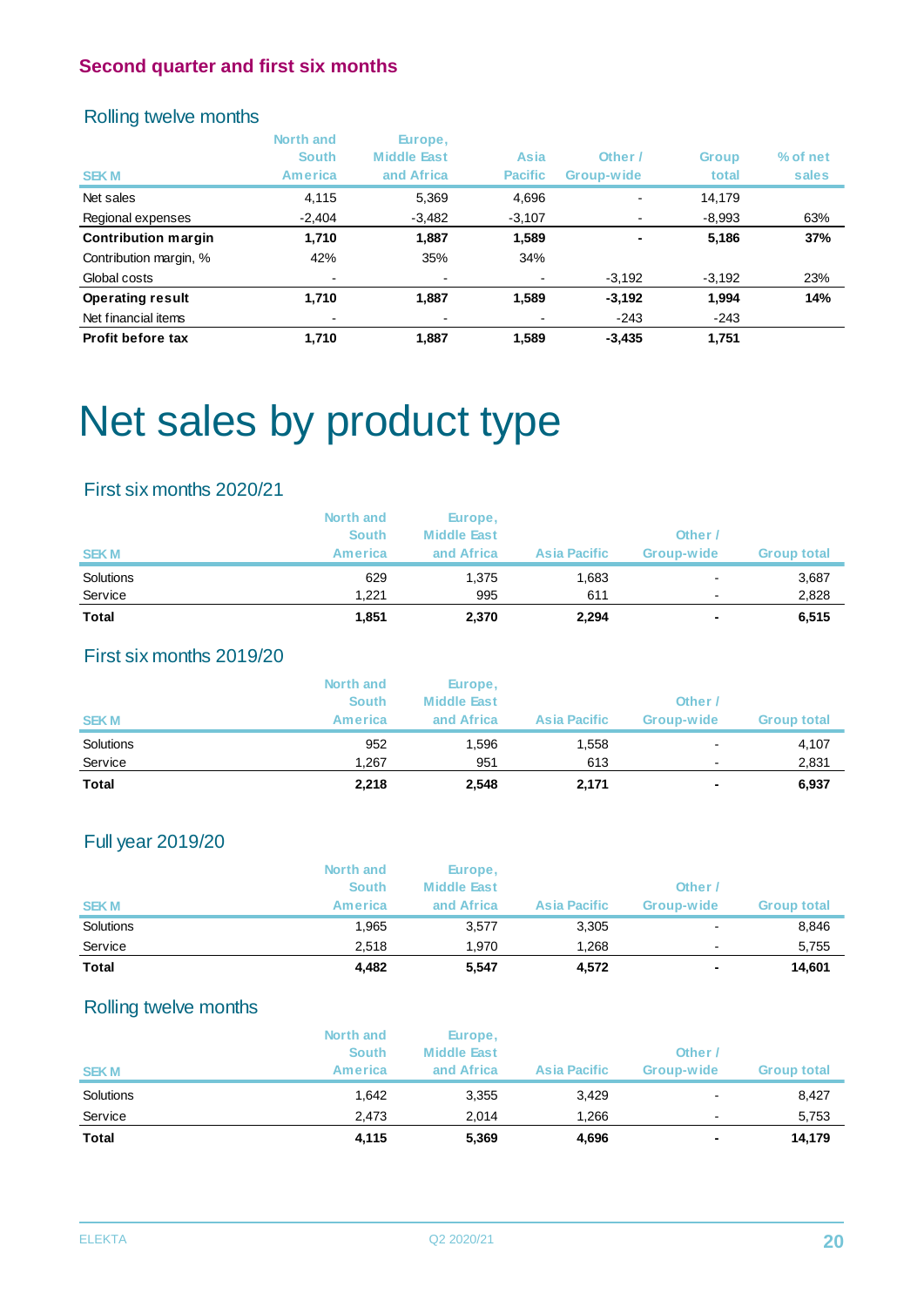## Second quarter and first six months

### Rolling twelve months

| SEK M | North and South America | Europe, Middle East and Africa | Asia Pacific | Other / Group-wide | Group total | % of net sales |
|---|---|---|---|---|---|---|
| Net sales | 4,115 | 5,369 | 4,696 | - | 14,179 | |
| Regional expenses | -2,404 | -3,482 | -3,107 | - | -8,993 | 63% |
| **Contribution margin** | **1,710** | **1,887** | **1,589** | **-** | **5,186** | **37%** |
| Contribution margin, % | 42% | 35% | 34% | | | |
| Global costs | - | - | - | -3,192 | -3,192 | 23% |
| **Operating result** | **1,710** | **1,887** | **1,589** | **-3,192** | **1,994** | **14%** |
| Net financial items | - | - | - | -243 | -243 | |
| **Profit before tax** | **1,710** | **1,887** | **1,589** | **-3,435** | **1,751** | |

# Net sales by product type

### First six months 2020/21

| SEK M | North and South America | Europe, Middle East and Africa | Asia Pacific | Other / Group-wide | Group total |
|---|---|---|---|---|---|
| Solutions | 629 | 1,375 | 1,683 | - | 3,687 |
| Service | 1,221 | 995 | 611 | - | 2,828 |
| **Total** | **1,851** | **2,370** | **2,294** | **-** | **6,515** |

### First six months 2019/20

| SEK M | North and South America | Europe, Middle East and Africa | Asia Pacific | Other / Group-wide | Group total |
|---|---|---|---|---|---|
| Solutions | 952 | 1,596 | 1,558 | - | 4,107 |
| Service | 1,267 | 951 | 613 | - | 2,831 |
| **Total** | **2,218** | **2,548** | **2,171** | **-** | **6,937** |

### Full year 2019/20

| SEK M | North and South America | Europe, Middle East and Africa | Asia Pacific | Other / Group-wide | Group total |
|---|---|---|---|---|---|
| Solutions | 1,965 | 3,577 | 3,305 | - | 8,846 |
| Service | 2,518 | 1,970 | 1,268 | - | 5,755 |
| **Total** | **4,482** | **5,547** | **4,572** | **-** | **14,601** |

### Rolling twelve months

| SEK M | North and South America | Europe, Middle East and Africa | Asia Pacific | Other / Group-wide | Group total |
|---|---|---|---|---|---|
| Solutions | 1,642 | 3,355 | 3,429 | - | 8,427 |
| Service | 2,473 | 2,014 | 1,266 | - | 5,753 |
| **Total** | **4,115** | **5,369** | **4,696** | **-** | **14,179** |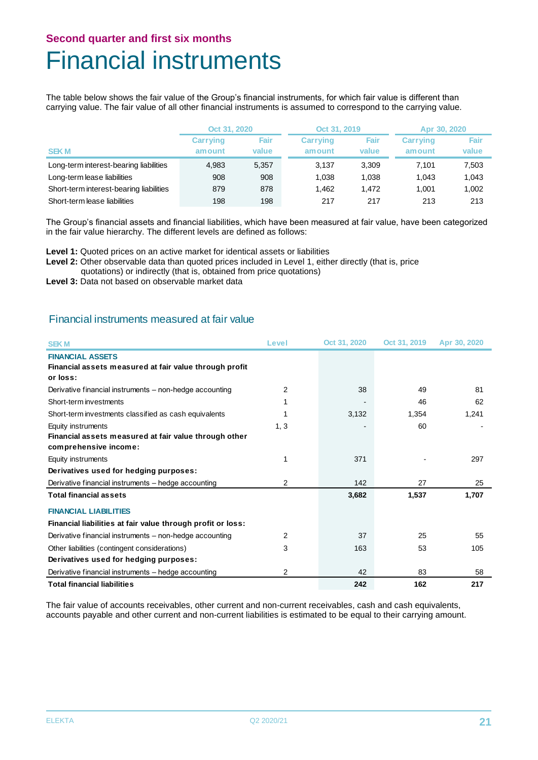Second quarter and first six months

# Financial instruments

The table below shows the fair value of the Group's financial instruments, for which fair value is different than carrying value. The fair value of all other financial instruments is assumed to correspond to the carrying value.

| SEK M | Oct 31, 2020 | | Oct 31, 2019 | | Apr 30, 2020 | |
|---|---|---|---|---|---|---|
| | Carrying amount | Fair value | Carrying amount | Fair value | Carrying amount | Fair value |
| Long-term interest-bearing liabilities | 4,983 | 5,357 | 3,137 | 3,309 | 7,101 | 7,503 |
| Long-term lease liabilities | 908 | 908 | 1,038 | 1,038 | 1,043 | 1,043 |
| Short-term interest-bearing liabilities | 879 | 878 | 1,462 | 1,472 | 1,001 | 1,002 |
| Short-term lease liabilities | 198 | 198 | 217 | 217 | 213 | 213 |

The Group's financial assets and financial liabilities, which have been measured at fair value, have been categorized in the fair value hierarchy. The different levels are defined as follows:

**Level 1:** Quoted prices on an active market for identical assets or liabilities
**Level 2:** Other observable data than quoted prices included in Level 1, either directly (that is, price quotations) or indirectly (that is, obtained from price quotations)
**Level 3:** Data not based on observable market data

## Financial instruments measured at fair value

| SEK M | Level | Oct 31, 2020 | Oct 31, 2019 | Apr 30, 2020 |
|---|---|---|---|---|
| **FINANCIAL ASSETS** | | | | |
| **Financial assets measured at fair value through profit or loss:** | | | | |
| Derivative financial instruments – non-hedge accounting | 2 | 38 | 49 | 81 |
| Short-term investments | 1 | - | 46 | 62 |
| Short-term investments classified as cash equivalents | 1 | 3,132 | 1,354 | 1,241 |
| Equity instruments | 1, 3 | - | 60 | - |
| **Financial assets measured at fair value through other comprehensive income:** | | | | |
| Equity instruments | 1 | 371 | - | 297 |
| **Derivatives used for hedging purposes:** | | | | |
| Derivative financial instruments – hedge accounting | 2 | 142 | 27 | 25 |
| **Total financial assets** | | **3,682** | **1,537** | **1,707** |
| **FINANCIAL LIABILITIES** | | | | |
| **Financial liabilities at fair value through profit or loss:** | | | | |
| Derivative financial instruments – non-hedge accounting | 2 | 37 | 25 | 55 |
| Other liabilities (contingent considerations) | 3 | 163 | 53 | 105 |
| **Derivatives used for hedging purposes:** | | | | |
| Derivative financial instruments – hedge accounting | 2 | 42 | 83 | 58 |
| **Total financial liabilities** | | **242** | **162** | **217** |

The fair value of accounts receivables, other current and non-current receivables, cash and cash equivalents, accounts payable and other current and non-current liabilities is estimated to be equal to their carrying amount.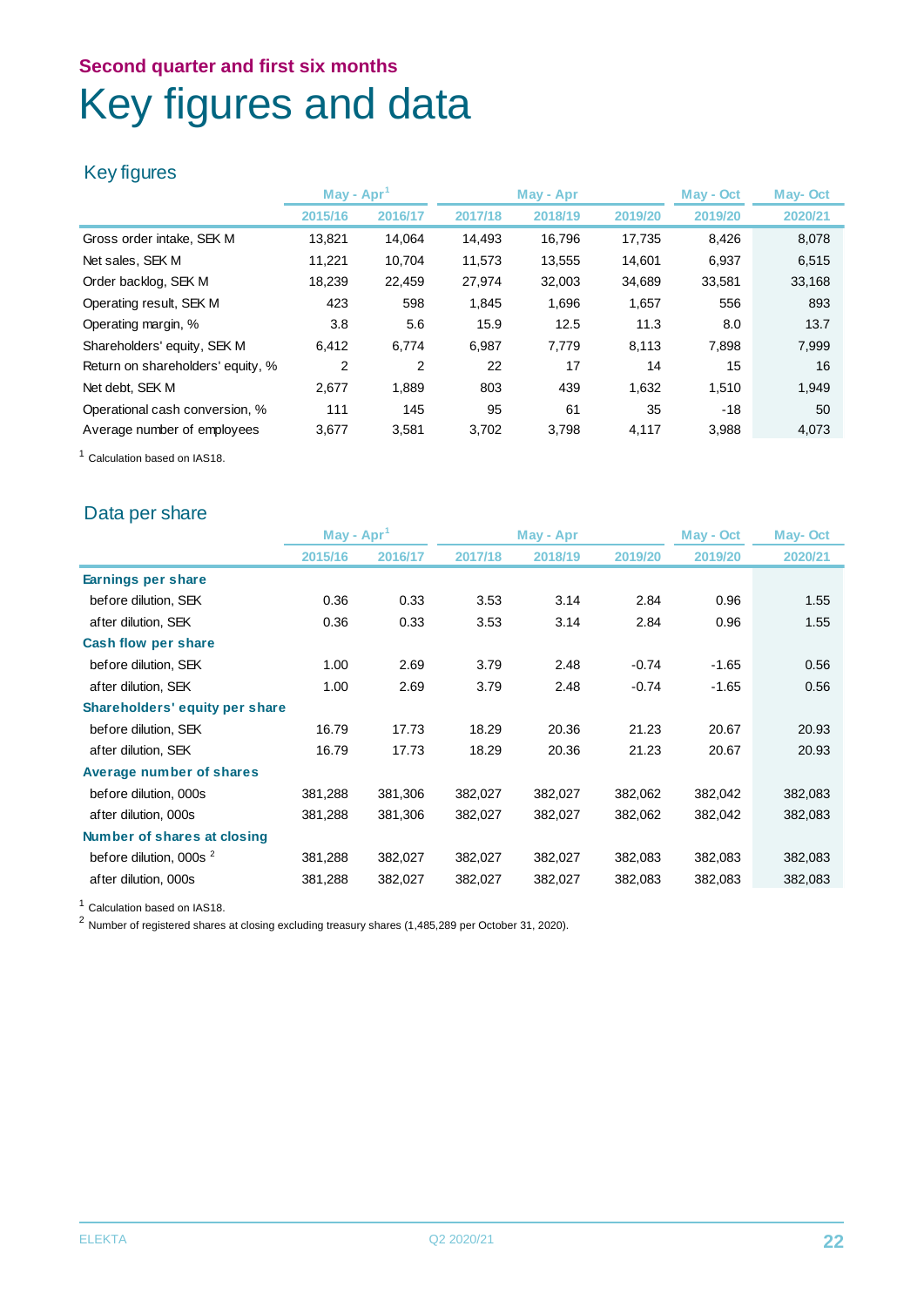## Second quarter and first six months

# Key figures and data

### Key figures

| | May - Apr[1] | | May - Apr | | | May - Oct | May- Oct |
|---|---|---|---|---|---|---|---|
| | 2015/16 | 2016/17 | 2017/18 | 2018/19 | 2019/20 | 2019/20 | 2020/21 |
| Gross order intake, SEK M | 13,821 | 14,064 | 14,493 | 16,796 | 17,735 | 8,426 | 8,078 |
| Net sales, SEK M | 11,221 | 10,704 | 11,573 | 13,555 | 14,601 | 6,937 | 6,515 |
| Order backlog, SEK M | 18,239 | 22,459 | 27,974 | 32,003 | 34,689 | 33,581 | 33,168 |
| Operating result, SEK M | 423 | 598 | 1,845 | 1,696 | 1,657 | 556 | 893 |
| Operating margin, % | 3.8 | 5.6 | 15.9 | 12.5 | 11.3 | 8.0 | 13.7 |
| Shareholders' equity, SEK M | 6,412 | 6,774 | 6,987 | 7,779 | 8,113 | 7,898 | 7,999 |
| Return on shareholders' equity, % | 2 | 2 | 22 | 17 | 14 | 15 | 16 |
| Net debt, SEK M | 2,677 | 1,889 | 803 | 439 | 1,632 | 1,510 | 1,949 |
| Operational cash conversion, % | 111 | 145 | 95 | 61 | 35 | -18 | 50 |
| Average number of employees | 3,677 | 3,581 | 3,702 | 3,798 | 4,117 | 3,988 | 4,073 |

[1] Calculation based on IAS18.

### Data per share

| | May - Apr[1] | | May - Apr | | | May - Oct | May- Oct |
|---|---|---|---|---|---|---|---|
| | 2015/16 | 2016/17 | 2017/18 | 2018/19 | 2019/20 | 2019/20 | 2020/21 |
| **Earnings per share** | | | | | | | |
| before dilution, SEK | 0.36 | 0.33 | 3.53 | 3.14 | 2.84 | 0.96 | 1.55 |
| after dilution, SEK | 0.36 | 0.33 | 3.53 | 3.14 | 2.84 | 0.96 | 1.55 |
| **Cash flow per share** | | | | | | | |
| before dilution, SEK | 1.00 | 2.69 | 3.79 | 2.48 | -0.74 | -1.65 | 0.56 |
| after dilution, SEK | 1.00 | 2.69 | 3.79 | 2.48 | -0.74 | -1.65 | 0.56 |
| **Shareholders' equity per share** | | | | | | | |
| before dilution, SEK | 16.79 | 17.73 | 18.29 | 20.36 | 21.23 | 20.67 | 20.93 |
| after dilution, SEK | 16.79 | 17.73 | 18.29 | 20.36 | 21.23 | 20.67 | 20.93 |
| **Average number of shares** | | | | | | | |
| before dilution, 000s | 381,288 | 381,306 | 382,027 | 382,027 | 382,062 | 382,042 | 382,083 |
| after dilution, 000s | 381,288 | 381,306 | 382,027 | 382,027 | 382,062 | 382,042 | 382,083 |
| **Number of shares at closing** | | | | | | | |
| before dilution, 000s [2] | 381,288 | 382,027 | 382,027 | 382,027 | 382,083 | 382,083 | 382,083 |
| after dilution, 000s | 381,288 | 382,027 | 382,027 | 382,027 | 382,083 | 382,083 | 382,083 |

[1] Calculation based on IAS18.
[2] Number of registered shares at closing excluding treasury shares (1,485,289 per October 31, 2020).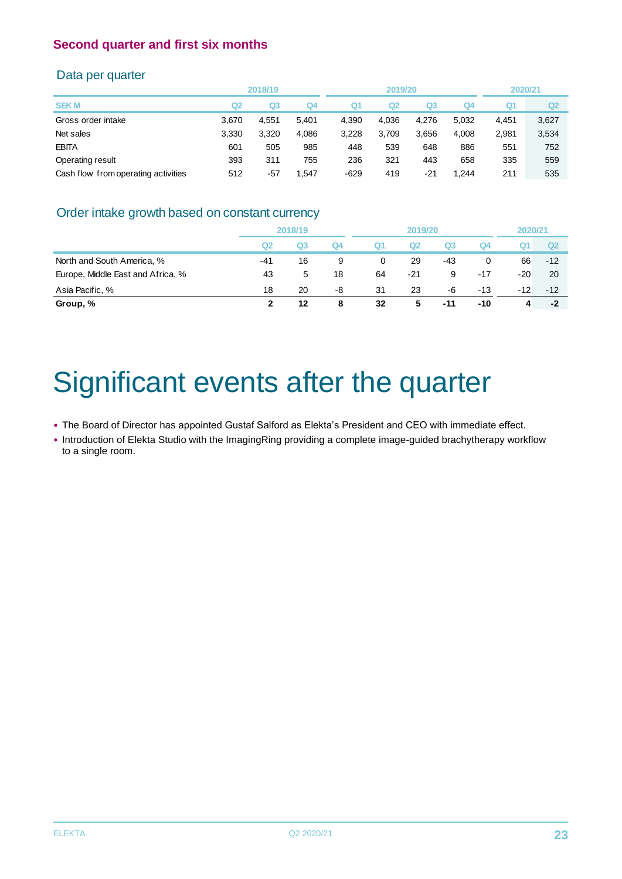## Second quarter and first six months

### Data per quarter

| | 2018/19 | | | 2019/20 | | | | 2020/21 | |
|---|---|---|---|---|---|---|---|---|---|
| SEK M | Q2 | Q3 | Q4 | Q1 | Q2 | Q3 | Q4 | Q1 | Q2 |
| Gross order intake | 3,670 | 4,551 | 5,401 | 4,390 | 4,036 | 4,276 | 5,032 | 4,451 | 3,627 |
| Net sales | 3,330 | 3,320 | 4,086 | 3,228 | 3,709 | 3,656 | 4,008 | 2,981 | 3,534 |
| EBITA | 601 | 505 | 985 | 448 | 539 | 648 | 886 | 551 | 752 |
| Operating result | 393 | 311 | 755 | 236 | 321 | 443 | 658 | 335 | 559 |
| Cash flow from operating activities | 512 | -57 | 1,547 | -629 | 419 | -21 | 1,244 | 211 | 535 |

### Order intake growth based on constant currency

| | 2018/19 | | | 2019/20 | | | | 2020/21 | |
|---|---|---|---|---|---|---|---|---|---|
| | Q2 | Q3 | Q4 | Q1 | Q2 | Q3 | Q4 | Q1 | Q2 |
| North and South America, % | -41 | 16 | 9 | 0 | 29 | -43 | 0 | 66 | -12 |
| Europe, Middle East and Africa, % | 43 | 5 | 18 | 64 | -21 | 9 | -17 | -20 | 20 |
| Asia Pacific, % | 18 | 20 | -8 | 31 | 23 | -6 | -13 | -12 | -12 |
| **Group, %** | **2** | **12** | **8** | **32** | **5** | **-11** | **-10** | **4** | **-2** |

# Significant events after the quarter

- The Board of Director has appointed Gustaf Salford as Elekta's President and CEO with immediate effect.
- Introduction of Elekta Studio with the ImagingRing providing a complete image-guided brachytherapy workflow to a single room.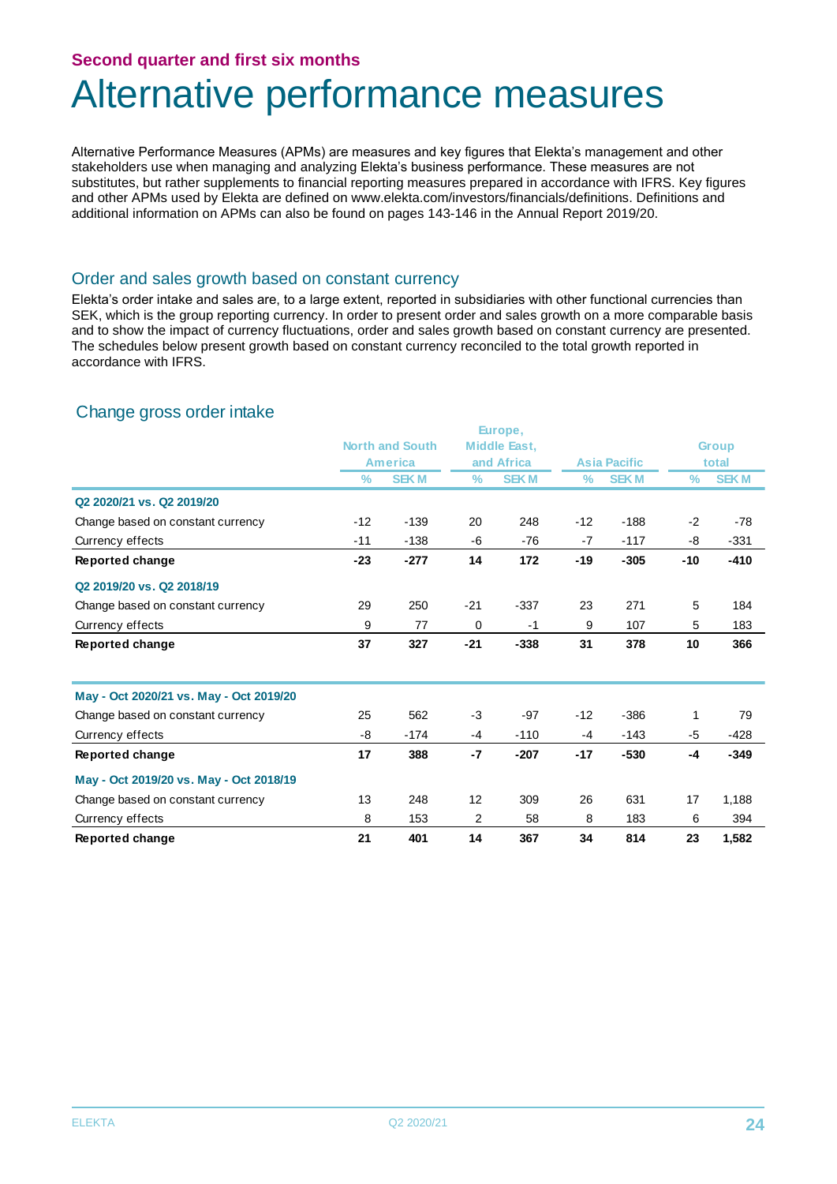## Second quarter and first six months

# Alternative performance measures

Alternative Performance Measures (APMs) are measures and key figures that Elekta's management and other stakeholders use when managing and analyzing Elekta's business performance. These measures are not substitutes, but rather supplements to financial reporting measures prepared in accordance with IFRS. Key figures and other APMs used by Elekta are defined on www.elekta.com/investors/financials/definitions. Definitions and additional information on APMs can also be found on pages 143-146 in the Annual Report 2019/20.

## Order and sales growth based on constant currency

Elekta's order intake and sales are, to a large extent, reported in subsidiaries with other functional currencies than SEK, which is the group reporting currency. In order to present order and sales growth on a more comparable basis and to show the impact of currency fluctuations, order and sales growth based on constant currency are presented. The schedules below present growth based on constant currency reconciled to the total growth reported in accordance with IFRS.

### Change gross order intake

| | North and South America | | Europe, Middle East, and Africa | | Asia Pacific | | Group total | |
|---|---|---|---|---|---|---|---|---|
| | % | SEK M | % | SEK M | % | SEK M | % | SEK M |
| **Q2 2020/21 vs. Q2 2019/20** | | | | | | | | |
| Change based on constant currency | -12 | -139 | 20 | 248 | -12 | -188 | -2 | -78 |
| Currency effects | -11 | -138 | -6 | -76 | -7 | -117 | -8 | -331 |
| **Reported change** | **-23** | **-277** | **14** | **172** | **-19** | **-305** | **-10** | **-410** |
| **Q2 2019/20 vs. Q2 2018/19** | | | | | | | | |
| Change based on constant currency | 29 | 250 | -21 | -337 | 23 | 271 | 5 | 184 |
| Currency effects | 9 | 77 | 0 | -1 | 9 | 107 | 5 | 183 |
| **Reported change** | **37** | **327** | **-21** | **-338** | **31** | **378** | **10** | **366** |
| **May - Oct 2020/21 vs. May - Oct 2019/20** | | | | | | | | |
| Change based on constant currency | 25 | 562 | -3 | -97 | -12 | -386 | 1 | 79 |
| Currency effects | -8 | -174 | -4 | -110 | -4 | -143 | -5 | -428 |
| **Reported change** | **17** | **388** | **-7** | **-207** | **-17** | **-530** | **-4** | **-349** |
| **May - Oct 2019/20 vs. May - Oct 2018/19** | | | | | | | | |
| Change based on constant currency | 13 | 248 | 12 | 309 | 26 | 631 | 17 | 1,188 |
| Currency effects | 8 | 153 | 2 | 58 | 8 | 183 | 6 | 394 |
| **Reported change** | **21** | **401** | **14** | **367** | **34** | **814** | **23** | **1,582** |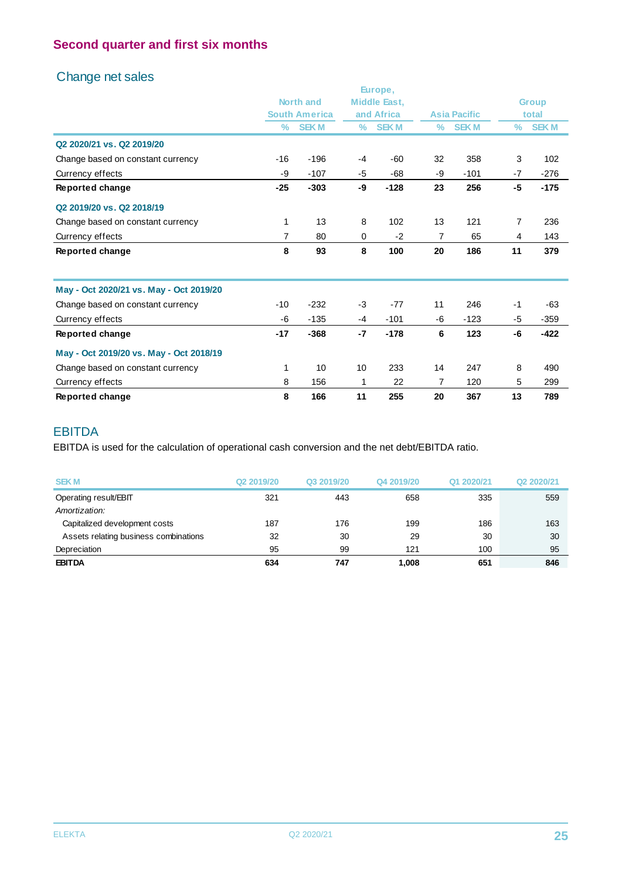## Second quarter and first six months

### Change net sales

| | North and South America | | Europe, Middle East, and Africa | | Asia Pacific | | Group total | |
|---|---|---|---|---|---|---|---|---|
| | % | SEK M | % | SEK M | % | SEK M | % | SEK M |
| **Q2 2020/21 vs. Q2 2019/20** | | | | | | | | |
| Change based on constant currency | -16 | -196 | -4 | -60 | 32 | 358 | 3 | 102 |
| Currency effects | -9 | -107 | -5 | -68 | -9 | -101 | -7 | -276 |
| **Reported change** | **-25** | **-303** | **-9** | **-128** | **23** | **256** | **-5** | **-175** |
| **Q2 2019/20 vs. Q2 2018/19** | | | | | | | | |
| Change based on constant currency | 1 | 13 | 8 | 102 | 13 | 121 | 7 | 236 |
| Currency effects | 7 | 80 | 0 | -2 | 7 | 65 | 4 | 143 |
| **Reported change** | **8** | **93** | **8** | **100** | **20** | **186** | **11** | **379** |
| **May - Oct 2020/21 vs. May - Oct 2019/20** | | | | | | | | |
| Change based on constant currency | -10 | -232 | -3 | -77 | 11 | 246 | -1 | -63 |
| Currency effects | -6 | -135 | -4 | -101 | -6 | -123 | -5 | -359 |
| **Reported change** | **-17** | **-368** | **-7** | **-178** | **6** | **123** | **-6** | **-422** |
| **May - Oct 2019/20 vs. May - Oct 2018/19** | | | | | | | | |
| Change based on constant currency | 1 | 10 | 10 | 233 | 14 | 247 | 8 | 490 |
| Currency effects | 8 | 156 | 1 | 22 | 7 | 120 | 5 | 299 |
| **Reported change** | **8** | **166** | **11** | **255** | **20** | **367** | **13** | **789** |

### EBITDA

EBITDA is used for the calculation of operational cash conversion and the net debt/EBITDA ratio.

| SEK M | Q2 2019/20 | Q3 2019/20 | Q4 2019/20 | Q1 2020/21 | Q2 2020/21 |
|---|---|---|---|---|---|
| Operating result/EBIT | 321 | 443 | 658 | 335 | 559 |
| *Amortization:* | | | | | |
| Capitalized development costs | 187 | 176 | 199 | 186 | 163 |
| Assets relating business combinations | 32 | 30 | 29 | 30 | 30 |
| Depreciation | 95 | 99 | 121 | 100 | 95 |
| **EBITDA** | **634** | **747** | **1,008** | **651** | **846** |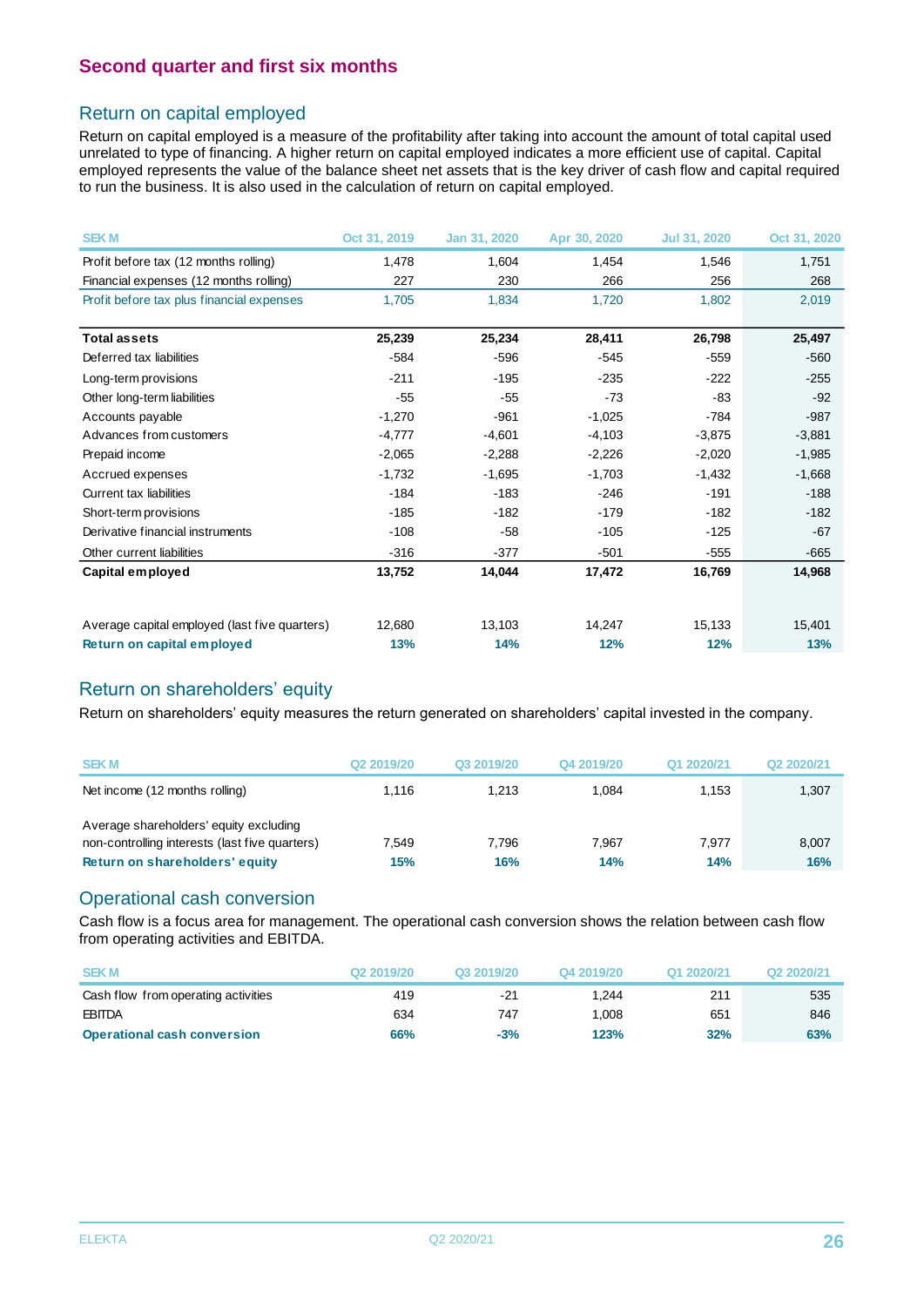## Second quarter and first six months

### Return on capital employed

Return on capital employed is a measure of the profitability after taking into account the amount of total capital used unrelated to type of financing. A higher return on capital employed indicates a more efficient use of capital. Capital employed represents the value of the balance sheet net assets that is the key driver of cash flow and capital required to run the business. It is also used in the calculation of return on capital employed.

| SEK M | Oct 31, 2019 | Jan 31, 2020 | Apr 30, 2020 | Jul 31, 2020 | Oct 31, 2020 |
|---|---|---|---|---|---|
| Profit before tax (12 months rolling) | 1,478 | 1,604 | 1,454 | 1,546 | 1,751 |
| Financial expenses (12 months rolling) | 227 | 230 | 266 | 256 | 268 |
| Profit before tax plus financial expenses | 1,705 | 1,834 | 1,720 | 1,802 | 2,019 |
| | | | | | |
| **Total assets** | **25,239** | **25,234** | **28,411** | **26,798** | **25,497** |
| Deferred tax liabilities | -584 | -596 | -545 | -559 | -560 |
| Long-term provisions | -211 | -195 | -235 | -222 | -255 |
| Other long-term liabilities | -55 | -55 | -73 | -83 | -92 |
| Accounts payable | -1,270 | -961 | -1,025 | -784 | -987 |
| Advances from customers | -4,777 | -4,601 | -4,103 | -3,875 | -3,881 |
| Prepaid income | -2,065 | -2,288 | -2,226 | -2,020 | -1,985 |
| Accrued expenses | -1,732 | -1,695 | -1,703 | -1,432 | -1,668 |
| Current tax liabilities | -184 | -183 | -246 | -191 | -188 |
| Short-term provisions | -185 | -182 | -179 | -182 | -182 |
| Derivative financial instruments | -108 | -58 | -105 | -125 | -67 |
| Other current liabilities | -316 | -377 | -501 | -555 | -665 |
| **Capital employed** | **13,752** | **14,044** | **17,472** | **16,769** | **14,968** |
| | | | | | |
| Average capital employed (last five quarters) | 12,680 | 13,103 | 14,247 | 15,133 | 15,401 |
| **Return on capital employed** | **13%** | **14%** | **12%** | **12%** | **13%** |

### Return on shareholders' equity

Return on shareholders' equity measures the return generated on shareholders' capital invested in the company.

| SEK M | Q2 2019/20 | Q3 2019/20 | Q4 2019/20 | Q1 2020/21 | Q2 2020/21 |
|---|---|---|---|---|---|
| Net income (12 months rolling) | 1,116 | 1,213 | 1,084 | 1,153 | 1,307 |
| Average shareholders' equity excluding non-controlling interests (last five quarters) | 7,549 | 7,796 | 7,967 | 7,977 | 8,007 |
| **Return on shareholders' equity** | **15%** | **16%** | **14%** | **14%** | **16%** |

### Operational cash conversion

Cash flow is a focus area for management. The operational cash conversion shows the relation between cash flow from operating activities and EBITDA.

| SEK M | Q2 2019/20 | Q3 2019/20 | Q4 2019/20 | Q1 2020/21 | Q2 2020/21 |
|---|---|---|---|---|---|
| Cash flow from operating activities | 419 | -21 | 1,244 | 211 | 535 |
| EBITDA | 634 | 747 | 1,008 | 651 | 846 |
| **Operational cash conversion** | **66%** | **-3%** | **123%** | **32%** | **63%** |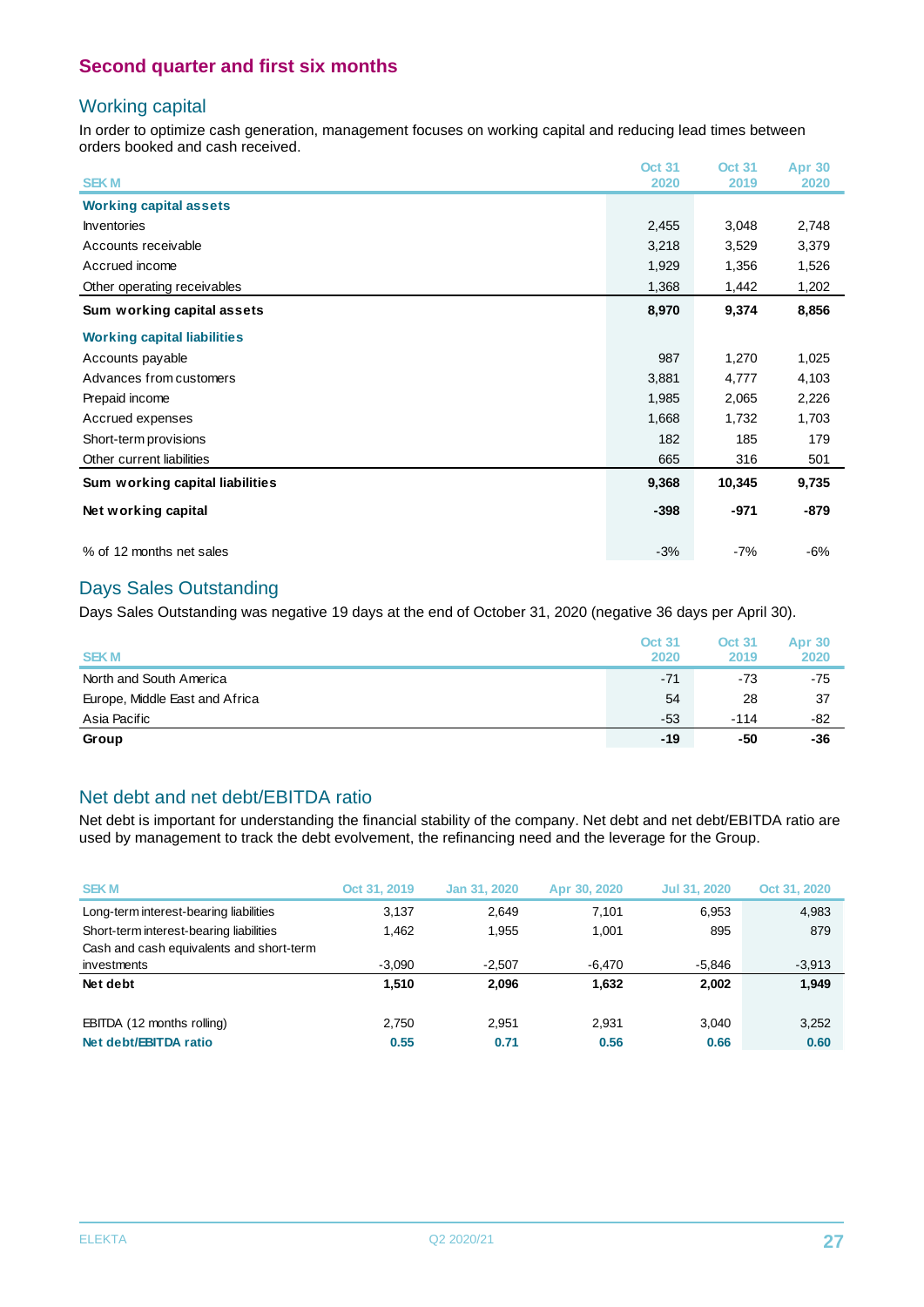## Second quarter and first six months

### Working capital

In order to optimize cash generation, management focuses on working capital and reducing lead times between orders booked and cash received.

| SEK M | Oct 31 2020 | Oct 31 2019 | Apr 30 2020 |
|---|---|---|---|
| **Working capital assets** | | | |
| Inventories | 2,455 | 3,048 | 2,748 |
| Accounts receivable | 3,218 | 3,529 | 3,379 |
| Accrued income | 1,929 | 1,356 | 1,526 |
| Other operating receivables | 1,368 | 1,442 | 1,202 |
| **Sum working capital assets** | **8,970** | **9,374** | **8,856** |
| **Working capital liabilities** | | | |
| Accounts payable | 987 | 1,270 | 1,025 |
| Advances from customers | 3,881 | 4,777 | 4,103 |
| Prepaid income | 1,985 | 2,065 | 2,226 |
| Accrued expenses | 1,668 | 1,732 | 1,703 |
| Short-term provisions | 182 | 185 | 179 |
| Other current liabilities | 665 | 316 | 501 |
| **Sum working capital liabilities** | **9,368** | **10,345** | **9,735** |
| **Net working capital** | **-398** | **-971** | **-879** |
| % of 12 months net sales | -3% | -7% | -6% |

### Days Sales Outstanding

Days Sales Outstanding was negative 19 days at the end of October 31, 2020 (negative 36 days per April 30).

| SEK M | Oct 31 2020 | Oct 31 2019 | Apr 30 2020 |
|---|---|---|---|
| North and South America | -71 | -73 | -75 |
| Europe, Middle East and Africa | 54 | 28 | 37 |
| Asia Pacific | -53 | -114 | -82 |
| **Group** | **-19** | **-50** | **-36** |

### Net debt and net debt/EBITDA ratio

Net debt is important for understanding the financial stability of the company. Net debt and net debt/EBITDA ratio are used by management to track the debt evolvement, the refinancing need and the leverage for the Group.

| SEK M | Oct 31, 2019 | Jan 31, 2020 | Apr 30, 2020 | Jul 31, 2020 | Oct 31, 2020 |
|---|---|---|---|---|---|
| Long-term interest-bearing liabilities | 3,137 | 2,649 | 7,101 | 6,953 | 4,983 |
| Short-term interest-bearing liabilities | 1,462 | 1,955 | 1,001 | 895 | 879 |
| Cash and cash equivalents and short-term investments | -3,090 | -2,507 | -6,470 | -5,846 | -3,913 |
| **Net debt** | **1,510** | **2,096** | **1,632** | **2,002** | **1,949** |
| EBITDA (12 months rolling) | 2,750 | 2,951 | 2,931 | 3,040 | 3,252 |
| **Net debt/EBITDA ratio** | **0.55** | **0.71** | **0.56** | **0.66** | **0.60** |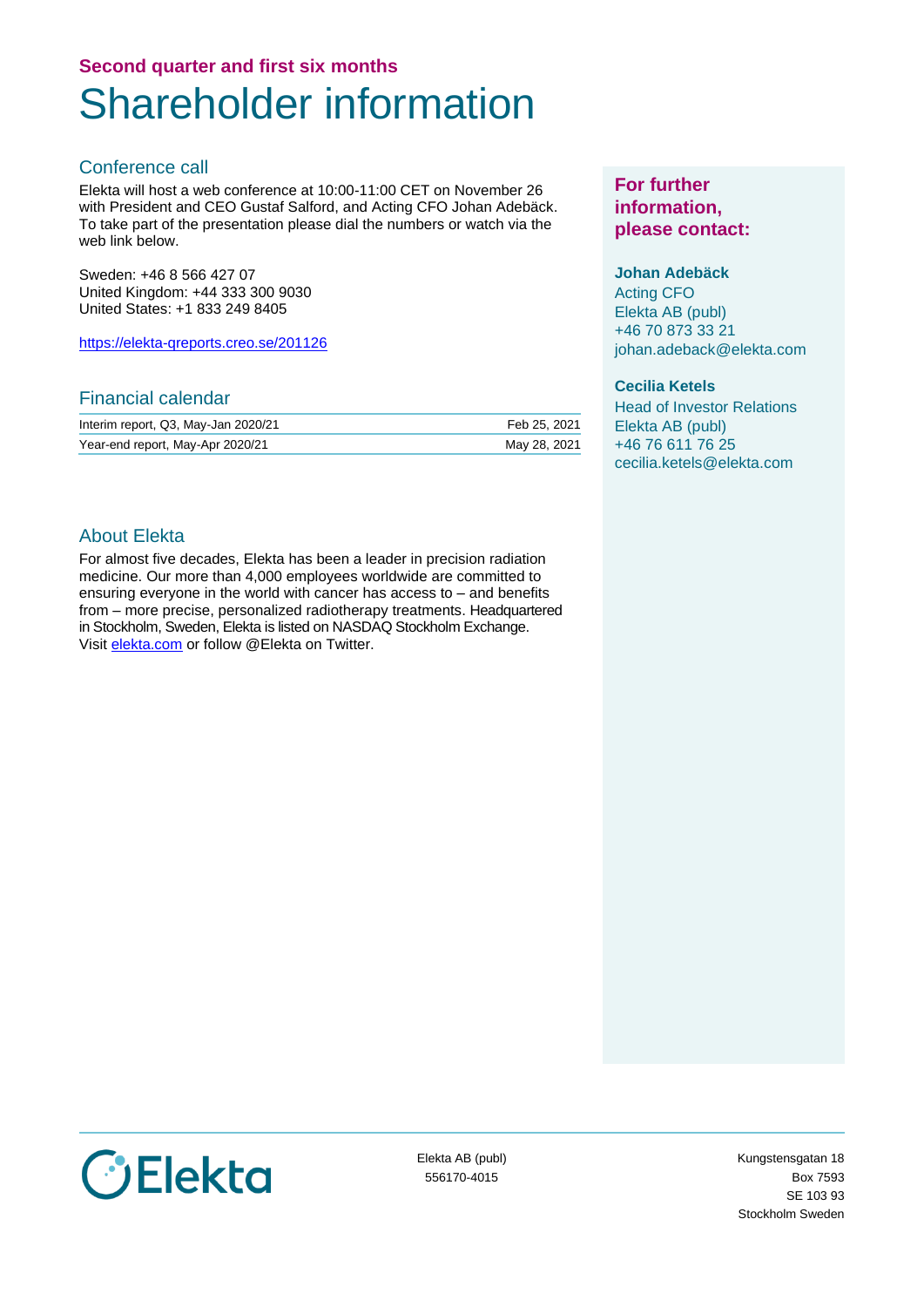**Second quarter and first six months**

# Shareholder information

## Conference call

Elekta will host a web conference at 10:00-11:00 CET on November 26 with President and CEO Gustaf Salford, and Acting CFO Johan Adebäck. To take part of the presentation please dial the numbers or watch via the web link below.

Sweden: +46 8 566 427 07
United Kingdom: +44 333 300 9030
United States: +1 833 249 8405

https://elekta-qreports.creo.se/201126

## Financial calendar

| | |
|---|---|
| Interim report, Q3, May-Jan 2020/21 | Feb 25, 2021 |
| Year-end report, May-Apr 2020/21 | May 28, 2021 |

## About Elekta

For almost five decades, Elekta has been a leader in precision radiation medicine. Our more than 4,000 employees worldwide are committed to ensuring everyone in the world with cancer has access to – and benefits from – more precise, personalized radiotherapy treatments. Headquartered in Stockholm, Sweden, Elekta is listed on NASDAQ Stockholm Exchange. Visit elekta.com or follow @Elekta on Twitter.

## For further information, please contact:

**Johan Adebäck**
Acting CFO
Elekta AB (publ)
+46 70 873 33 21
johan.adeback@elekta.com

**Cecilia Ketels**
Head of Investor Relations
Elekta AB (publ)
+46 76 611 76 25
cecilia.ketels@elekta.com

Elekta AB (publ)
556170-4015

Kungstensgatan 18
Box 7593
SE 103 93
Stockholm Sweden